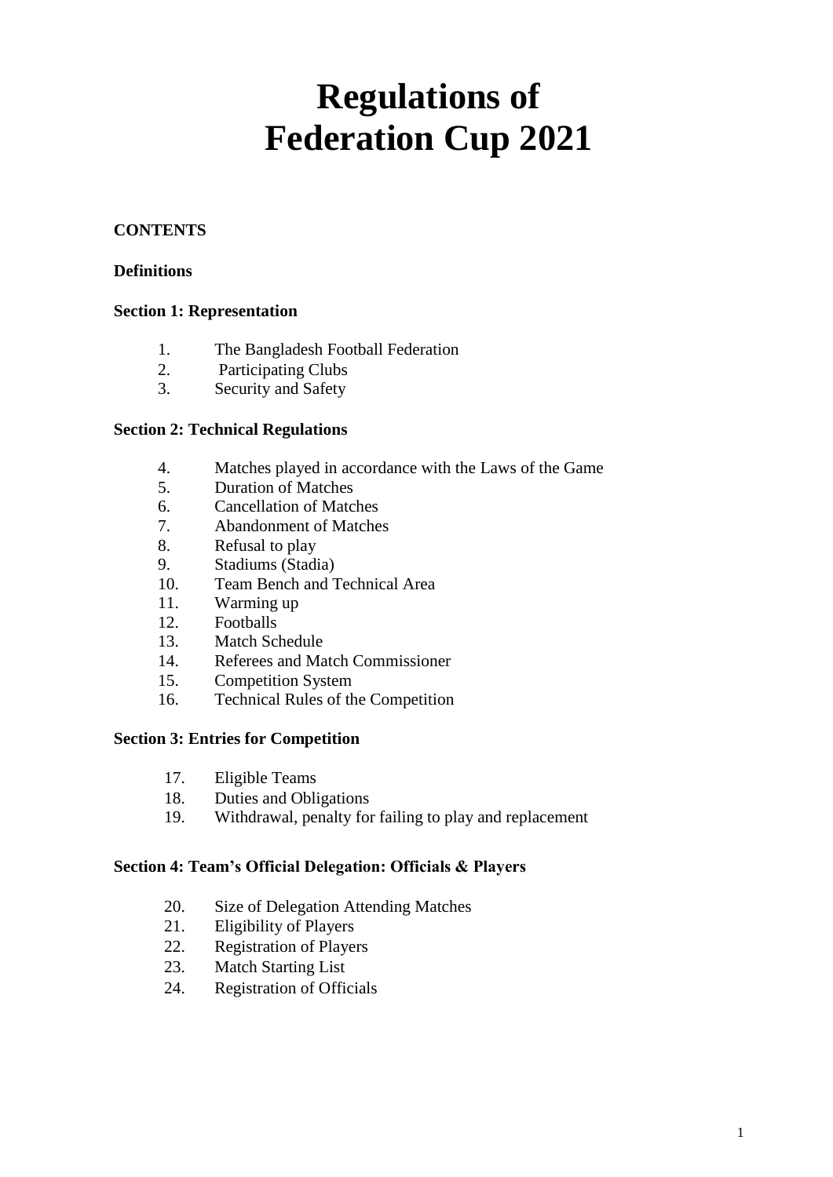# Regulations of Federation Cup 2021

**CONTENTS**

**Definitions**

**Section 1: Representation**

1. The Bangladesh Football Federation
2. Participating Clubs
3. Security and Safety

**Section 2: Technical Regulations**

4. Matches played in accordance with the Laws of the Game
5. Duration of Matches
6. Cancellation of Matches
7. Abandonment of Matches
8. Refusal to play
9. Stadiums (Stadia)
10. Team Bench and Technical Area
11. Warming up
12. Footballs
13. Match Schedule
14. Referees and Match Commissioner
15. Competition System
16. Technical Rules of the Competition

**Section 3: Entries for Competition**

17. Eligible Teams
18. Duties and Obligations
19. Withdrawal, penalty for failing to play and replacement

**Section 4: Team's Official Delegation: Officials & Players**

20. Size of Delegation Attending Matches
21. Eligibility of Players
22. Registration of Players
23. Match Starting List
24. Registration of Officials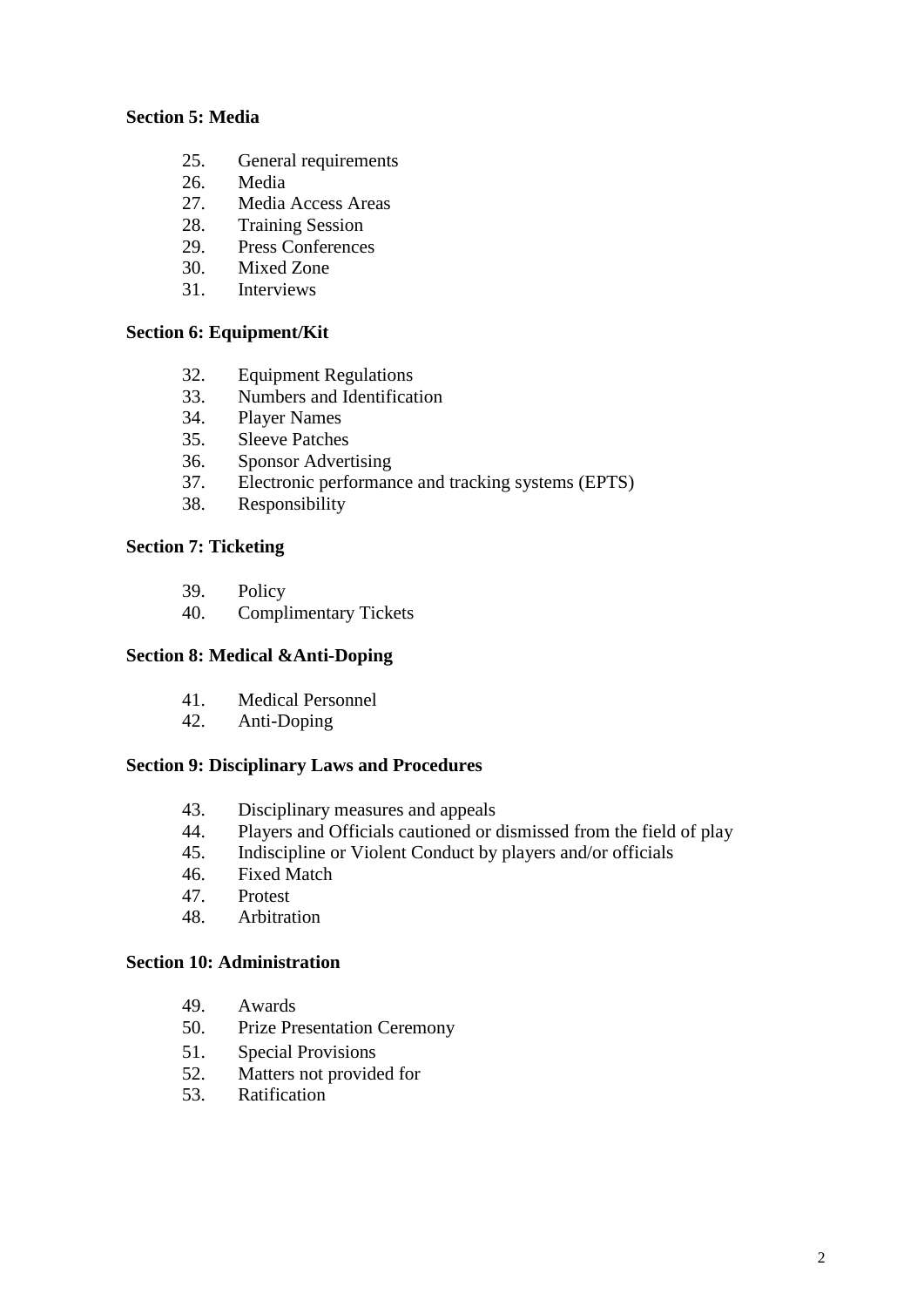**Section 5: Media**

25. General requirements
26. Media
27. Media Access Areas
28. Training Session
29. Press Conferences
30. Mixed Zone
31. Interviews

**Section 6: Equipment/Kit**

32. Equipment Regulations
33. Numbers and Identification
34. Player Names
35. Sleeve Patches
36. Sponsor Advertising
37. Electronic performance and tracking systems (EPTS)
38. Responsibility

**Section 7: Ticketing**

39. Policy
40. Complimentary Tickets

**Section 8: Medical &Anti-Doping**

41. Medical Personnel
42. Anti-Doping

**Section 9: Disciplinary Laws and Procedures**

43. Disciplinary measures and appeals
44. Players and Officials cautioned or dismissed from the field of play
45. Indiscipline or Violent Conduct by players and/or officials
46. Fixed Match
47. Protest
48. Arbitration

**Section 10: Administration**

49. Awards
50. Prize Presentation Ceremony
51. Special Provisions
52. Matters not provided for
53. Ratification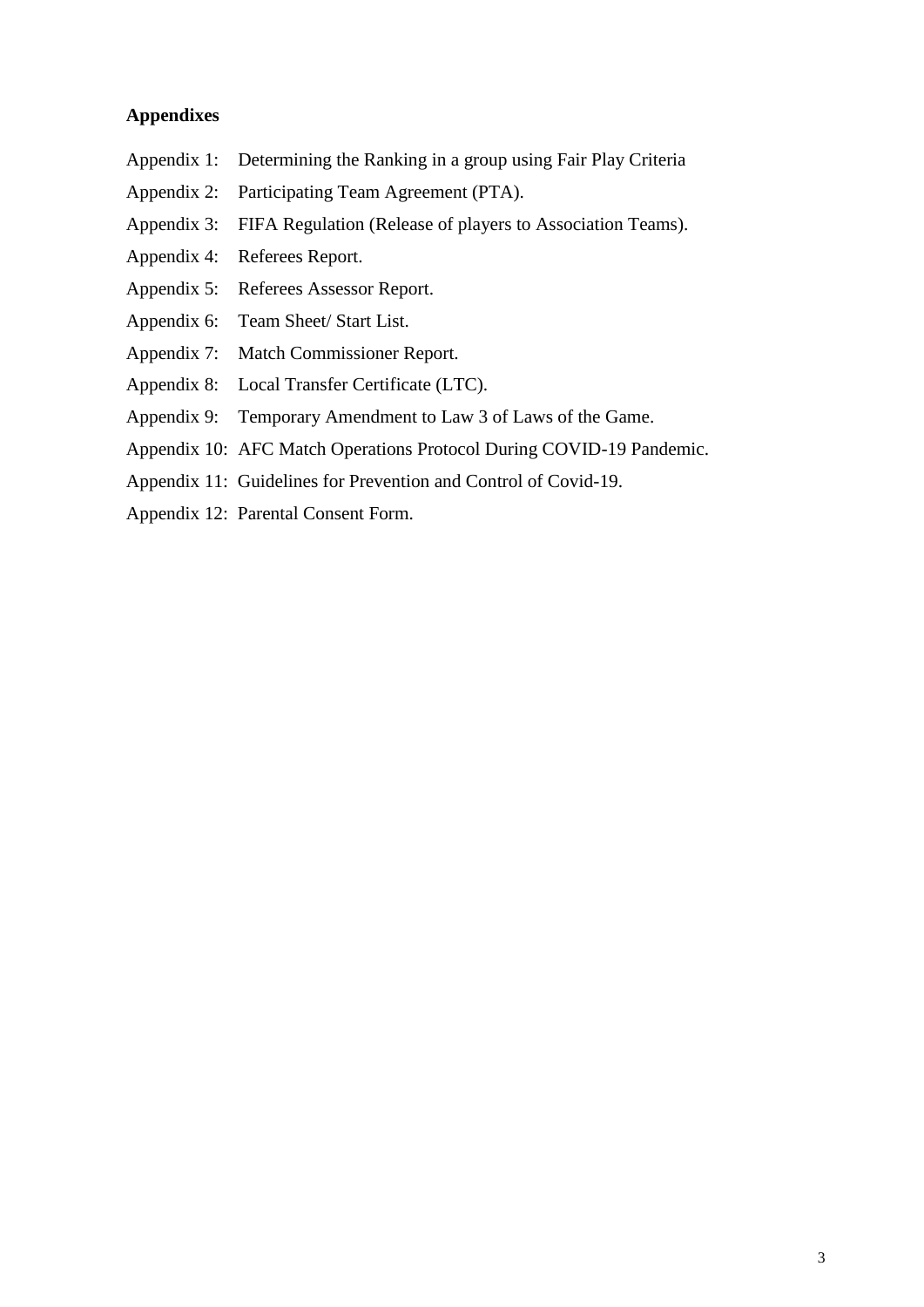**Appendixes**

Appendix 1: Determining the Ranking in a group using Fair Play Criteria

Appendix 2: Participating Team Agreement (PTA).

Appendix 3: FIFA Regulation (Release of players to Association Teams).

Appendix 4: Referees Report.

Appendix 5: Referees Assessor Report.

Appendix 6: Team Sheet/ Start List.

Appendix 7: Match Commissioner Report.

Appendix 8: Local Transfer Certificate (LTC).

Appendix 9: Temporary Amendment to Law 3 of Laws of the Game.

Appendix 10: AFC Match Operations Protocol During COVID-19 Pandemic.

Appendix 11: Guidelines for Prevention and Control of Covid-19.

Appendix 12: Parental Consent Form.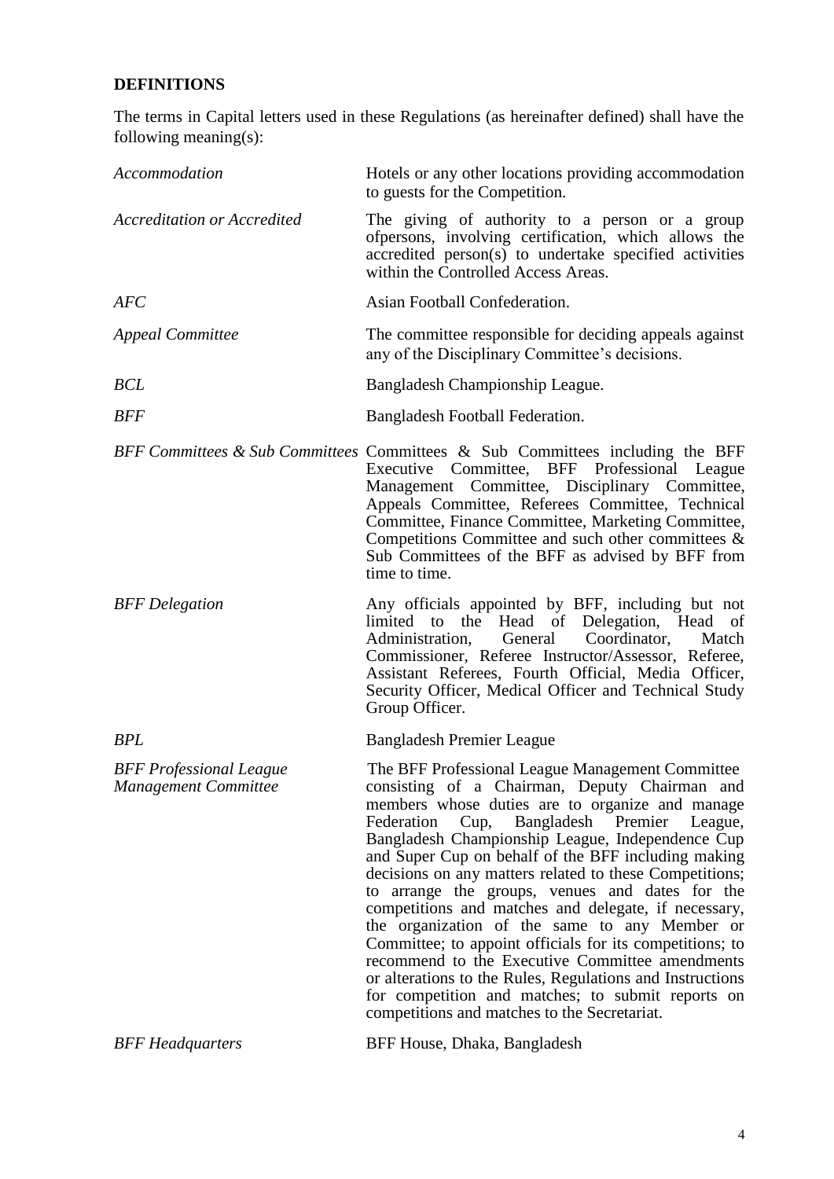## DEFINITIONS

The terms in Capital letters used in these Regulations (as hereinafter defined) shall have the following meaning(s):

| | |
|---|---|
| *Accommodation* | Hotels or any other locations providing accommodation to guests for the Competition. |
| *Accreditation or Accredited* | The giving of authority to a person or a group ofpersons, involving certification, which allows the accredited person(s) to undertake specified activities within the Controlled Access Areas. |
| *AFC* | Asian Football Confederation. |
| *Appeal Committee* | The committee responsible for deciding appeals against any of the Disciplinary Committee's decisions. |
| *BCL* | Bangladesh Championship League. |
| *BFF* | Bangladesh Football Federation. |
| *BFF Committees & Sub Committees* | Committees & Sub Committees including the BFF Executive Committee, BFF Professional League Management Committee, Disciplinary Committee, Appeals Committee, Referees Committee, Technical Committee, Finance Committee, Marketing Committee, Competitions Committee and such other committees & Sub Committees of the BFF as advised by BFF from time to time. |
| *BFF Delegation* | Any officials appointed by BFF, including but not limited to the Head of Delegation, Head of Administration, General Coordinator, Match Commissioner, Referee Instructor/Assessor, Referee, Assistant Referees, Fourth Official, Media Officer, Security Officer, Medical Officer and Technical Study Group Officer. |
| *BPL* | Bangladesh Premier League |
| *BFF Professional League Management Committee* | The BFF Professional League Management Committee consisting of a Chairman, Deputy Chairman and members whose duties are to organize and manage Federation Cup, Bangladesh Premier League, Bangladesh Championship League, Independence Cup and Super Cup on behalf of the BFF including making decisions on any matters related to these Competitions; to arrange the groups, venues and dates for the competitions and matches and delegate, if necessary, the organization of the same to any Member or Committee; to appoint officials for its competitions; to recommend to the Executive Committee amendments or alterations to the Rules, Regulations and Instructions for competition and matches; to submit reports on competitions and matches to the Secretariat. |
| *BFF Headquarters* | BFF House, Dhaka, Bangladesh |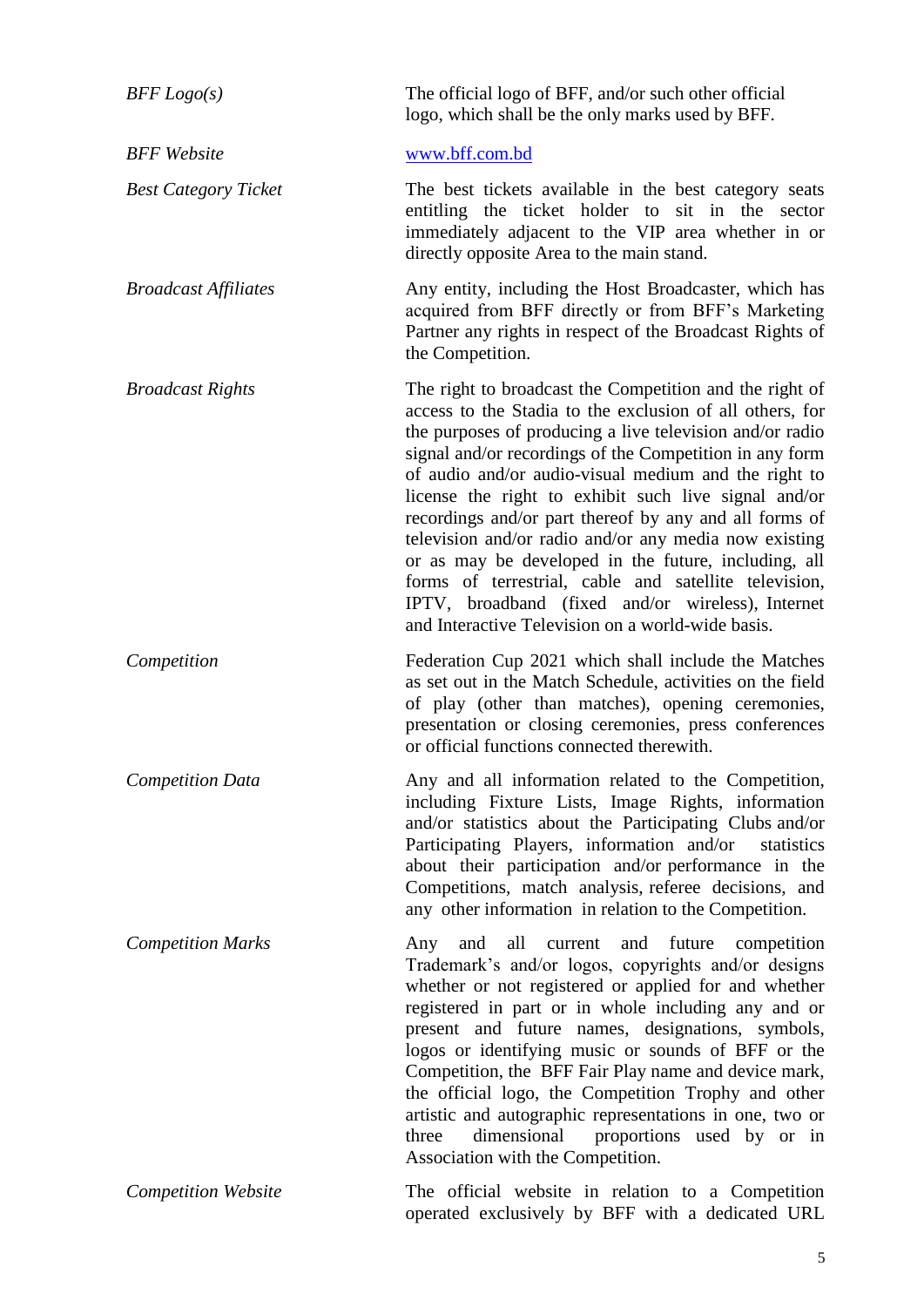| | |
|---|---|
| *BFF Logo(s)* | The official logo of BFF, and/or such other official logo, which shall be the only marks used by BFF. |
| *BFF Website* | www.bff.com.bd |
| *Best Category Ticket* | The best tickets available in the best category seats entitling the ticket holder to sit in the sector immediately adjacent to the VIP area whether in or directly opposite Area to the main stand. |
| *Broadcast Affiliates* | Any entity, including the Host Broadcaster, which has acquired from BFF directly or from BFF's Marketing Partner any rights in respect of the Broadcast Rights of the Competition. |
| *Broadcast Rights* | The right to broadcast the Competition and the right of access to the Stadia to the exclusion of all others, for the purposes of producing a live television and/or radio signal and/or recordings of the Competition in any form of audio and/or audio-visual medium and the right to license the right to exhibit such live signal and/or recordings and/or part thereof by any and all forms of television and/or radio and/or any media now existing or as may be developed in the future, including, all forms of terrestrial, cable and satellite television, IPTV, broadband (fixed and/or wireless), Internet and Interactive Television on a world-wide basis. |
| *Competition* | Federation Cup 2021 which shall include the Matches as set out in the Match Schedule, activities on the field of play (other than matches), opening ceremonies, presentation or closing ceremonies, press conferences or official functions connected therewith. |
| *Competition Data* | Any and all information related to the Competition, including Fixture Lists, Image Rights, information and/or statistics about the Participating Clubs and/or Participating Players, information and/or statistics about their participation and/or performance in the Competitions, match analysis, referee decisions, and any other information in relation to the Competition. |
| *Competition Marks* | Any and all current and future competition Trademark's and/or logos, copyrights and/or designs whether or not registered or applied for and whether registered in part or in whole including any and or present and future names, designations, symbols, logos or identifying music or sounds of BFF or the Competition, the BFF Fair Play name and device mark, the official logo, the Competition Trophy and other artistic and autographic representations in one, two or three dimensional proportions used by or in Association with the Competition. |
| *Competition Website* | The official website in relation to a Competition operated exclusively by BFF with a dedicated URL |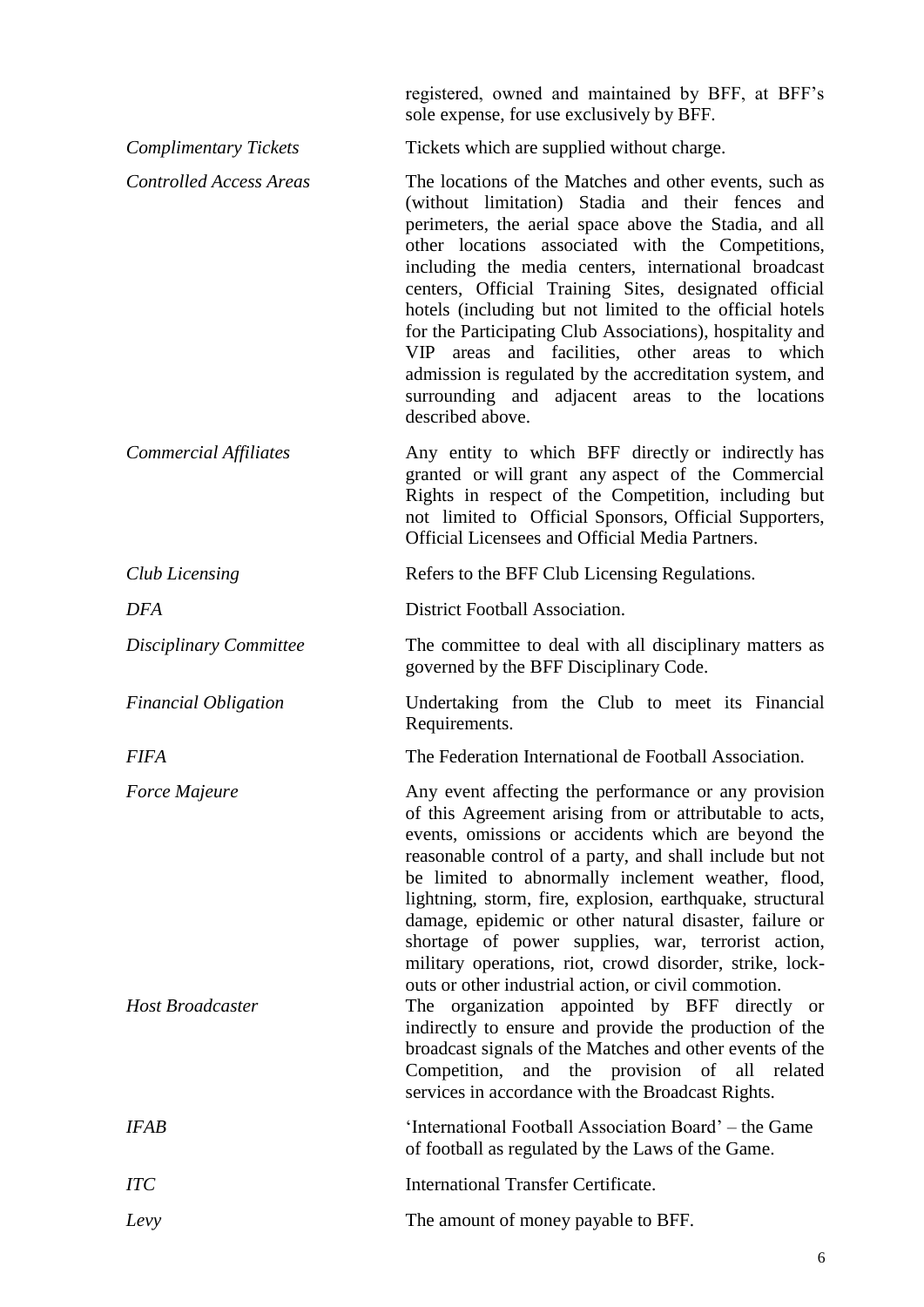| | |
|---|---|
| | registered, owned and maintained by BFF, at BFF's sole expense, for use exclusively by BFF. |
| *Complimentary Tickets* | Tickets which are supplied without charge. |
| *Controlled Access Areas* | The locations of the Matches and other events, such as (without limitation) Stadia and their fences and perimeters, the aerial space above the Stadia, and all other locations associated with the Competitions, including the media centers, international broadcast centers, Official Training Sites, designated official hotels (including but not limited to the official hotels for the Participating Club Associations), hospitality and VIP areas and facilities, other areas to which admission is regulated by the accreditation system, and surrounding and adjacent areas to the locations described above. |
| *Commercial Affiliates* | Any entity to which BFF directly or indirectly has granted or will grant any aspect of the Commercial Rights in respect of the Competition, including but not limited to Official Sponsors, Official Supporters, Official Licensees and Official Media Partners. |
| *Club Licensing* | Refers to the BFF Club Licensing Regulations. |
| *DFA* | District Football Association. |
| *Disciplinary Committee* | The committee to deal with all disciplinary matters as governed by the BFF Disciplinary Code. |
| *Financial Obligation* | Undertaking from the Club to meet its Financial Requirements. |
| *FIFA* | The Federation International de Football Association. |
| *Force Majeure* | Any event affecting the performance or any provision of this Agreement arising from or attributable to acts, events, omissions or accidents which are beyond the reasonable control of a party, and shall include but not be limited to abnormally inclement weather, flood, lightning, storm, fire, explosion, earthquake, structural damage, epidemic or other natural disaster, failure or shortage of power supplies, war, terrorist action, military operations, riot, crowd disorder, strike, lock-outs or other industrial action, or civil commotion. |
| *Host Broadcaster* | The organization appointed by BFF directly or indirectly to ensure and provide the production of the broadcast signals of the Matches and other events of the Competition, and the provision of all related services in accordance with the Broadcast Rights. |
| *IFAB* | 'International Football Association Board' – the Game of football as regulated by the Laws of the Game. |
| *ITC* | International Transfer Certificate. |
| *Levy* | The amount of money payable to BFF. |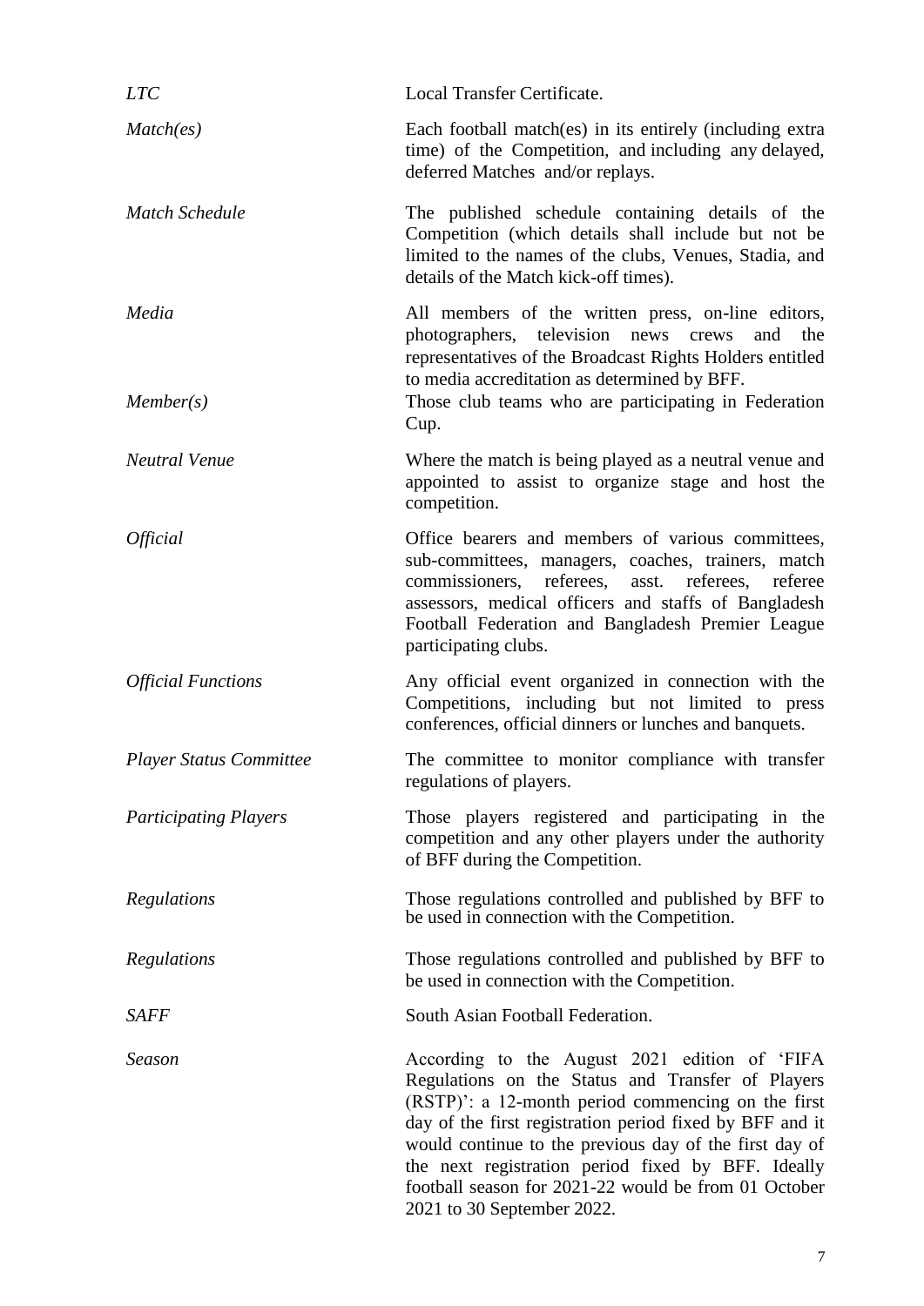| | |
|---|---|
| *LTC* | Local Transfer Certificate. |
| *Match(es)* | Each football match(es) in its entirely (including extra time) of the Competition, and including any delayed, deferred Matches and/or replays. |
| *Match Schedule* | The published schedule containing details of the Competition (which details shall include but not be limited to the names of the clubs, Venues, Stadia, and details of the Match kick-off times). |
| *Media* | All members of the written press, on-line editors, photographers, television news crews and the representatives of the Broadcast Rights Holders entitled to media accreditation as determined by BFF. |
| *Member(s)* | Those club teams who are participating in Federation Cup. |
| *Neutral Venue* | Where the match is being played as a neutral venue and appointed to assist to organize stage and host the competition. |
| *Official* | Office bearers and members of various committees, sub-committees, managers, coaches, trainers, match commissioners, referees, asst. referees, referee assessors, medical officers and staffs of Bangladesh Football Federation and Bangladesh Premier League participating clubs. |
| *Official Functions* | Any official event organized in connection with the Competitions, including but not limited to press conferences, official dinners or lunches and banquets. |
| *Player Status Committee* | The committee to monitor compliance with transfer regulations of players. |
| *Participating Players* | Those players registered and participating in the competition and any other players under the authority of BFF during the Competition. |
| *Regulations* | Those regulations controlled and published by BFF to be used in connection with the Competition. |
| *Regulations* | Those regulations controlled and published by BFF to be used in connection with the Competition. |
| *SAFF* | South Asian Football Federation. |
| *Season* | According to the August 2021 edition of 'FIFA Regulations on the Status and Transfer of Players (RSTP)': a 12-month period commencing on the first day of the first registration period fixed by BFF and it would continue to the previous day of the first day of the next registration period fixed by BFF. Ideally football season for 2021-22 would be from 01 October 2021 to 30 September 2022. |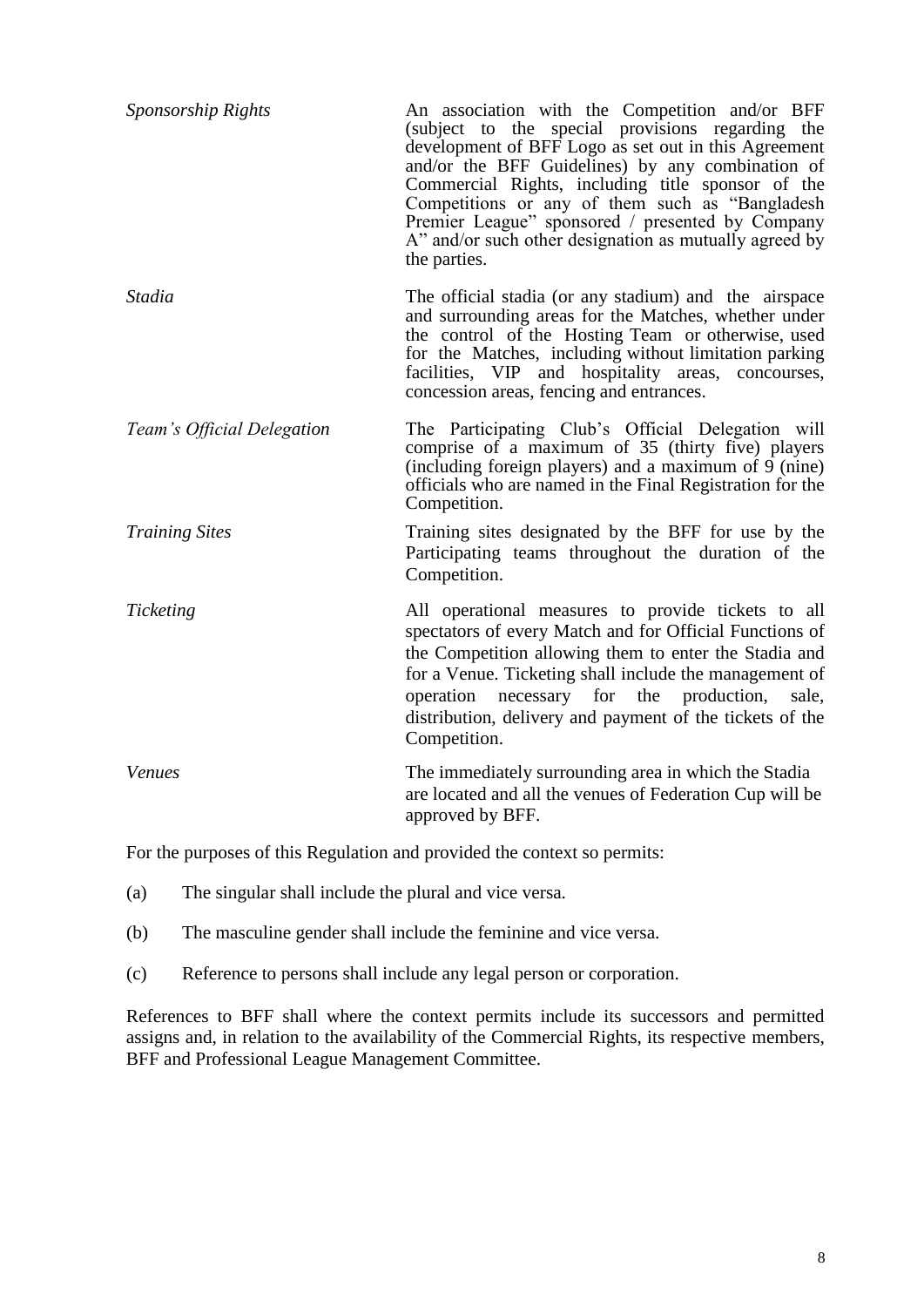| | |
|---|---|
| *Sponsorship Rights* | An association with the Competition and/or BFF (subject to the special provisions regarding the development of BFF Logo as set out in this Agreement and/or the BFF Guidelines) by any combination of Commercial Rights, including title sponsor of the Competitions or any of them such as "Bangladesh Premier League" sponsored / presented by Company A" and/or such other designation as mutually agreed by the parties. |
| *Stadia* | The official stadia (or any stadium) and the airspace and surrounding areas for the Matches, whether under the control of the Hosting Team or otherwise, used for the Matches, including without limitation parking facilities, VIP and hospitality areas, concourses, concession areas, fencing and entrances. |
| *Team's Official Delegation* | The Participating Club's Official Delegation will comprise of a maximum of 35 (thirty five) players (including foreign players) and a maximum of 9 (nine) officials who are named in the Final Registration for the Competition. |
| *Training Sites* | Training sites designated by the BFF for use by the Participating teams throughout the duration of the Competition. |
| *Ticketing* | All operational measures to provide tickets to all spectators of every Match and for Official Functions of the Competition allowing them to enter the Stadia and for a Venue. Ticketing shall include the management of operation necessary for the production, sale, distribution, delivery and payment of the tickets of the Competition. |
| *Venues* | The immediately surrounding area in which the Stadia are located and all the venues of Federation Cup will be approved by BFF. |

For the purposes of this Regulation and provided the context so permits:

(a) The singular shall include the plural and vice versa.

(b) The masculine gender shall include the feminine and vice versa.

(c) Reference to persons shall include any legal person or corporation.

References to BFF shall where the context permits include its successors and permitted assigns and, in relation to the availability of the Commercial Rights, its respective members, BFF and Professional League Management Committee.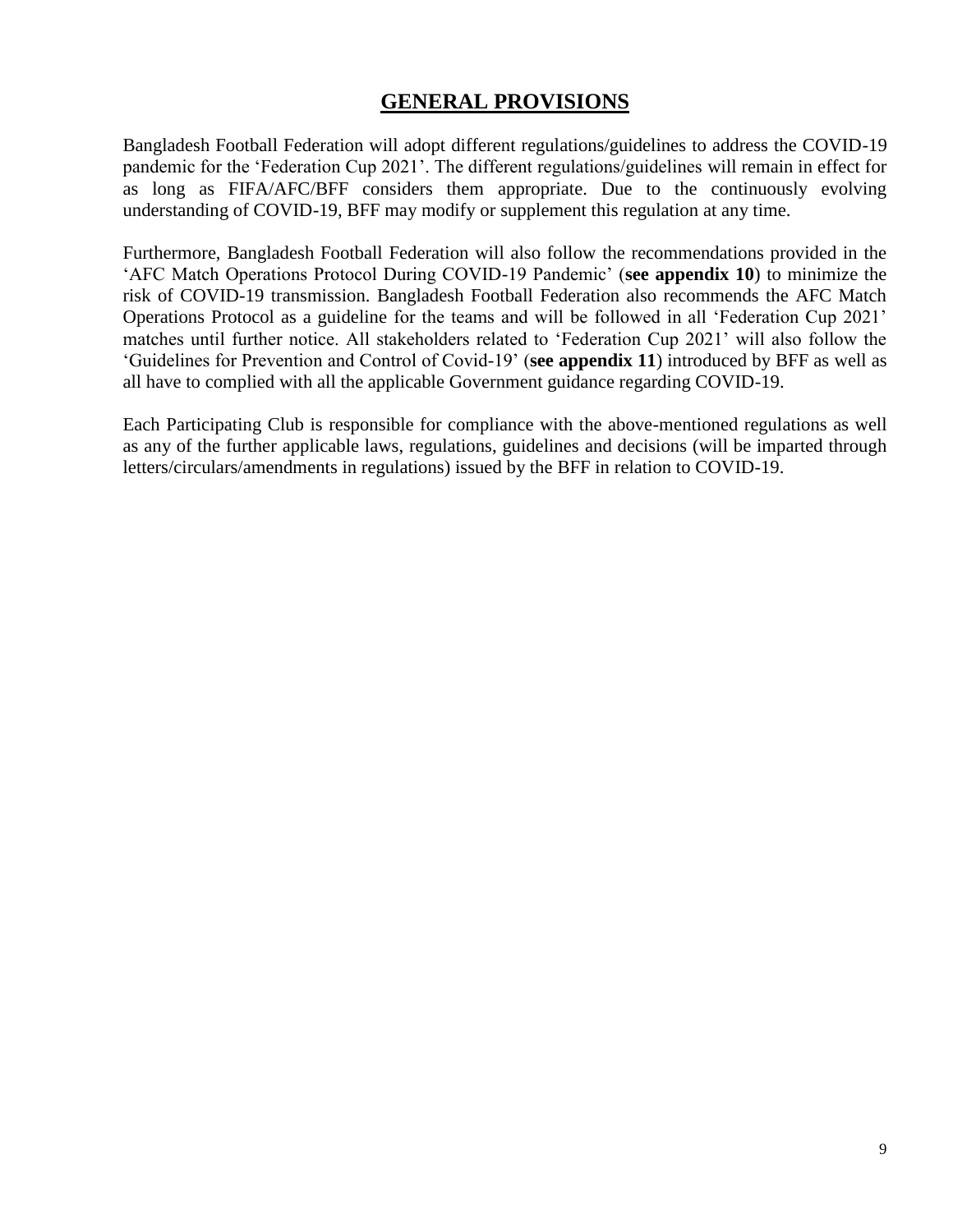# GENERAL PROVISIONS

Bangladesh Football Federation will adopt different regulations/guidelines to address the COVID-19 pandemic for the 'Federation Cup 2021'. The different regulations/guidelines will remain in effect for as long as FIFA/AFC/BFF considers them appropriate. Due to the continuously evolving understanding of COVID-19, BFF may modify or supplement this regulation at any time.

Furthermore, Bangladesh Football Federation will also follow the recommendations provided in the 'AFC Match Operations Protocol During COVID-19 Pandemic' (**see appendix 10**) to minimize the risk of COVID-19 transmission. Bangladesh Football Federation also recommends the AFC Match Operations Protocol as a guideline for the teams and will be followed in all 'Federation Cup 2021' matches until further notice. All stakeholders related to 'Federation Cup 2021' will also follow the 'Guidelines for Prevention and Control of Covid-19' (**see appendix 11**) introduced by BFF as well as all have to complied with all the applicable Government guidance regarding COVID-19.

Each Participating Club is responsible for compliance with the above-mentioned regulations as well as any of the further applicable laws, regulations, guidelines and decisions (will be imparted through letters/circulars/amendments in regulations) issued by the BFF in relation to COVID-19.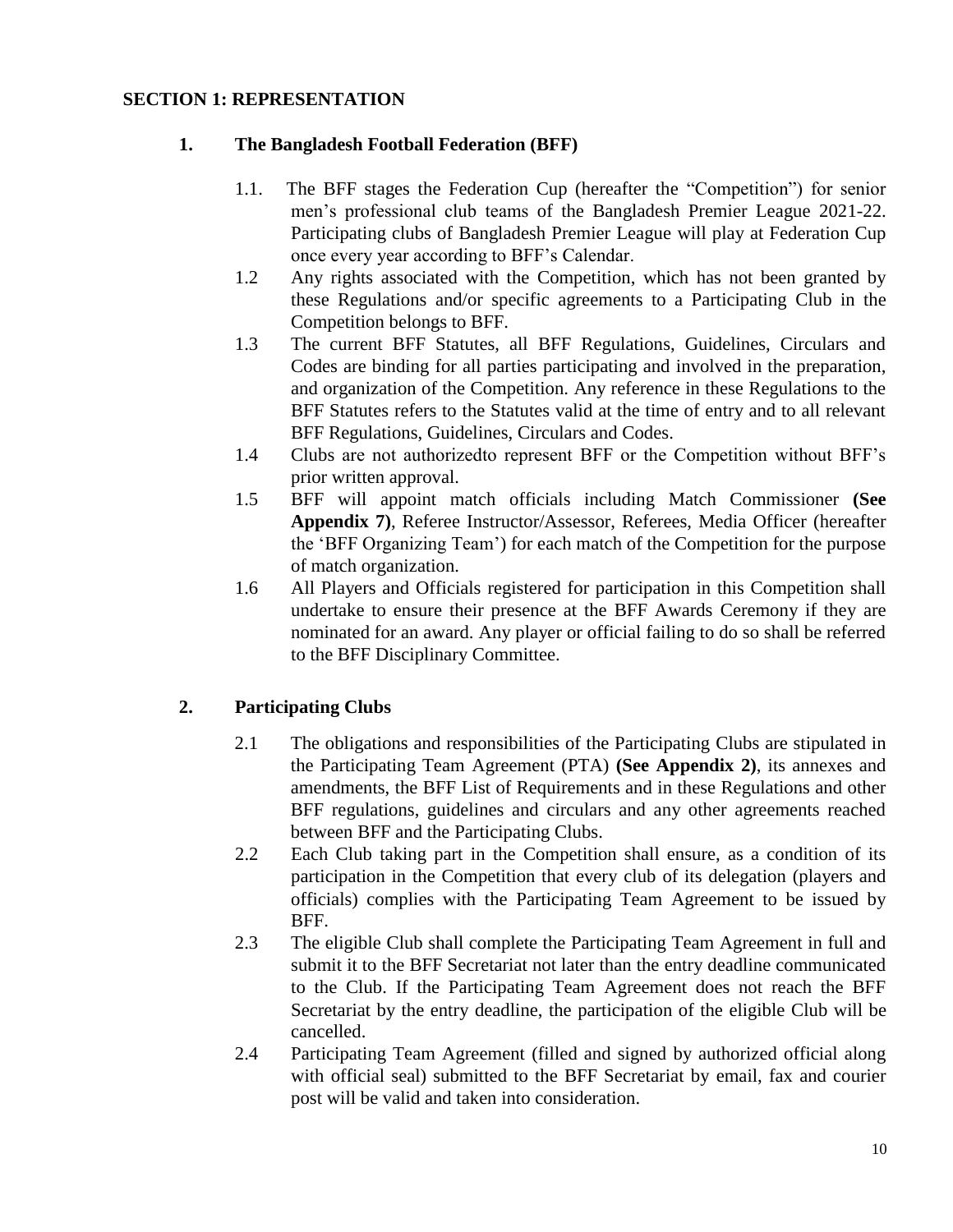## SECTION 1: REPRESENTATION

### 1. The Bangladesh Football Federation (BFF)

1.1. The BFF stages the Federation Cup (hereafter the "Competition") for senior men's professional club teams of the Bangladesh Premier League 2021-22. Participating clubs of Bangladesh Premier League will play at Federation Cup once every year according to BFF's Calendar.

1.2 Any rights associated with the Competition, which has not been granted by these Regulations and/or specific agreements to a Participating Club in the Competition belongs to BFF.

1.3 The current BFF Statutes, all BFF Regulations, Guidelines, Circulars and Codes are binding for all parties participating and involved in the preparation, and organization of the Competition. Any reference in these Regulations to the BFF Statutes refers to the Statutes valid at the time of entry and to all relevant BFF Regulations, Guidelines, Circulars and Codes.

1.4 Clubs are not authorizedto represent BFF or the Competition without BFF's prior written approval.

1.5 BFF will appoint match officials including Match Commissioner **(See Appendix 7)**, Referee Instructor/Assessor, Referees, Media Officer (hereafter the 'BFF Organizing Team') for each match of the Competition for the purpose of match organization.

1.6 All Players and Officials registered for participation in this Competition shall undertake to ensure their presence at the BFF Awards Ceremony if they are nominated for an award. Any player or official failing to do so shall be referred to the BFF Disciplinary Committee.

### 2. Participating Clubs

2.1 The obligations and responsibilities of the Participating Clubs are stipulated in the Participating Team Agreement (PTA) **(See Appendix 2)**, its annexes and amendments, the BFF List of Requirements and in these Regulations and other BFF regulations, guidelines and circulars and any other agreements reached between BFF and the Participating Clubs.

2.2 Each Club taking part in the Competition shall ensure, as a condition of its participation in the Competition that every club of its delegation (players and officials) complies with the Participating Team Agreement to be issued by BFF.

2.3 The eligible Club shall complete the Participating Team Agreement in full and submit it to the BFF Secretariat not later than the entry deadline communicated to the Club. If the Participating Team Agreement does not reach the BFF Secretariat by the entry deadline, the participation of the eligible Club will be cancelled.

2.4 Participating Team Agreement (filled and signed by authorized official along with official seal) submitted to the BFF Secretariat by email, fax and courier post will be valid and taken into consideration.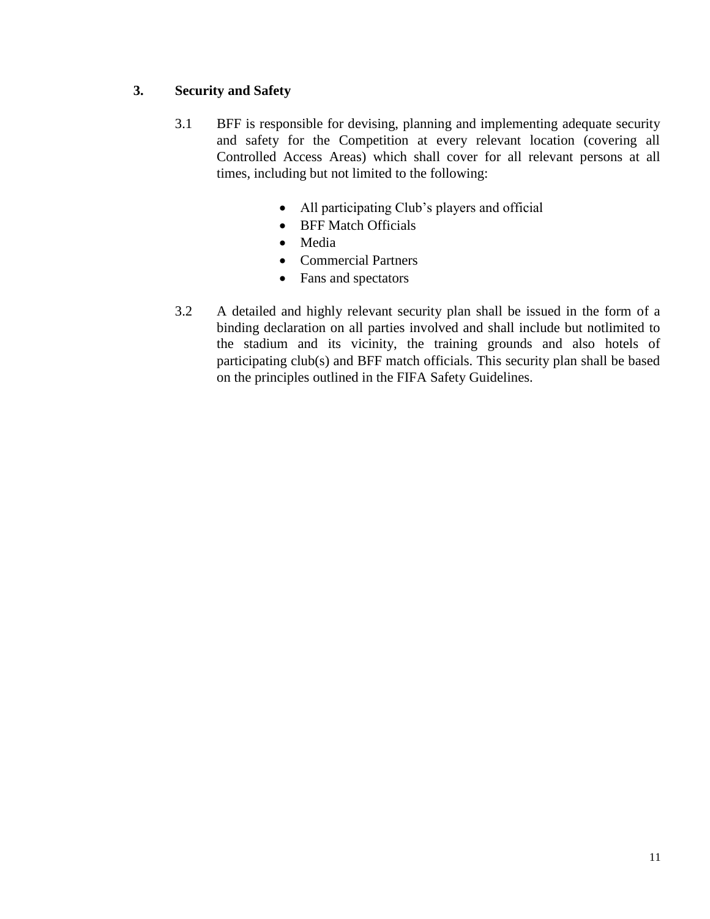## 3. Security and Safety

3.1 BFF is responsible for devising, planning and implementing adequate security and safety for the Competition at every relevant location (covering all Controlled Access Areas) which shall cover for all relevant persons at all times, including but not limited to the following:

- All participating Club's players and official
- BFF Match Officials
- Media
- Commercial Partners
- Fans and spectators

3.2 A detailed and highly relevant security plan shall be issued in the form of a binding declaration on all parties involved and shall include but notlimited to the stadium and its vicinity, the training grounds and also hotels of participating club(s) and BFF match officials. This security plan shall be based on the principles outlined in the FIFA Safety Guidelines.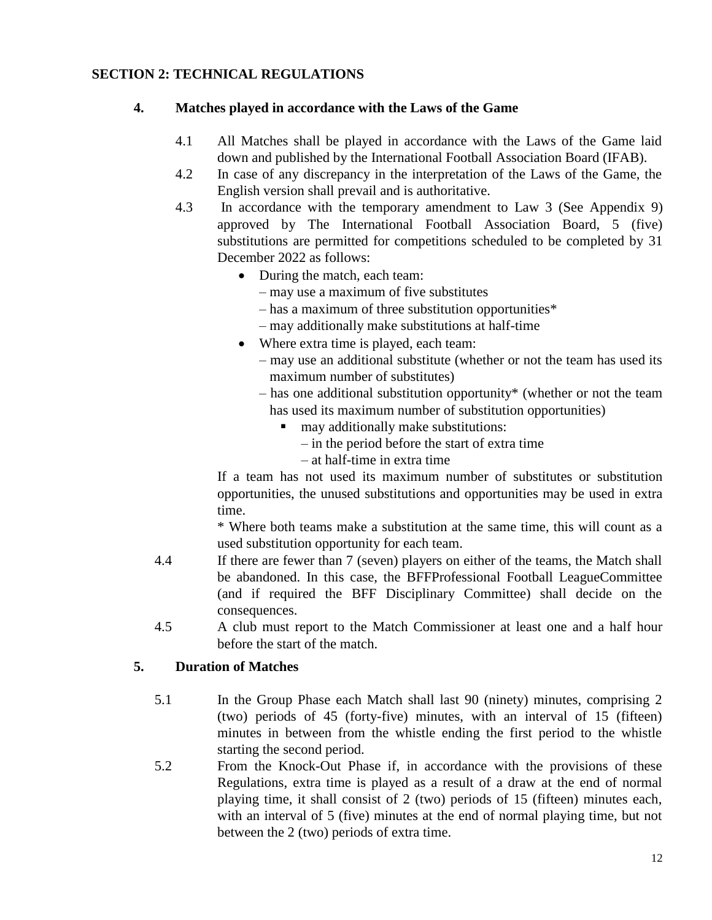## SECTION 2: TECHNICAL REGULATIONS

### 4. Matches played in accordance with the Laws of the Game

4.1 All Matches shall be played in accordance with the Laws of the Game laid down and published by the International Football Association Board (IFAB).

4.2 In case of any discrepancy in the interpretation of the Laws of the Game, the English version shall prevail and is authoritative.

4.3 In accordance with the temporary amendment to Law 3 (See Appendix 9) approved by The International Football Association Board, 5 (five) substitutions are permitted for competitions scheduled to be completed by 31 December 2022 as follows:

- During the match, each team:
  – may use a maximum of five substitutes
  – has a maximum of three substitution opportunities*
  – may additionally make substitutions at half-time
- Where extra time is played, each team:
  – may use an additional substitute (whether or not the team has used its maximum number of substitutes)
  – has one additional substitution opportunity* (whether or not the team has used its maximum number of substitution opportunities)
    - may additionally make substitutions:
      – in the period before the start of extra time
      – at half-time in extra time

If a team has not used its maximum number of substitutes or substitution opportunities, the unused substitutions and opportunities may be used in extra time.

* Where both teams make a substitution at the same time, this will count as a used substitution opportunity for each team.

4.4 If there are fewer than 7 (seven) players on either of the teams, the Match shall be abandoned. In this case, the BFFProfessional Football LeagueCommittee (and if required the BFF Disciplinary Committee) shall decide on the consequences.

4.5 A club must report to the Match Commissioner at least one and a half hour before the start of the match.

### 5. Duration of Matches

5.1 In the Group Phase each Match shall last 90 (ninety) minutes, comprising 2 (two) periods of 45 (forty-five) minutes, with an interval of 15 (fifteen) minutes in between from the whistle ending the first period to the whistle starting the second period.

5.2 From the Knock-Out Phase if, in accordance with the provisions of these Regulations, extra time is played as a result of a draw at the end of normal playing time, it shall consist of 2 (two) periods of 15 (fifteen) minutes each, with an interval of 5 (five) minutes at the end of normal playing time, but not between the 2 (two) periods of extra time.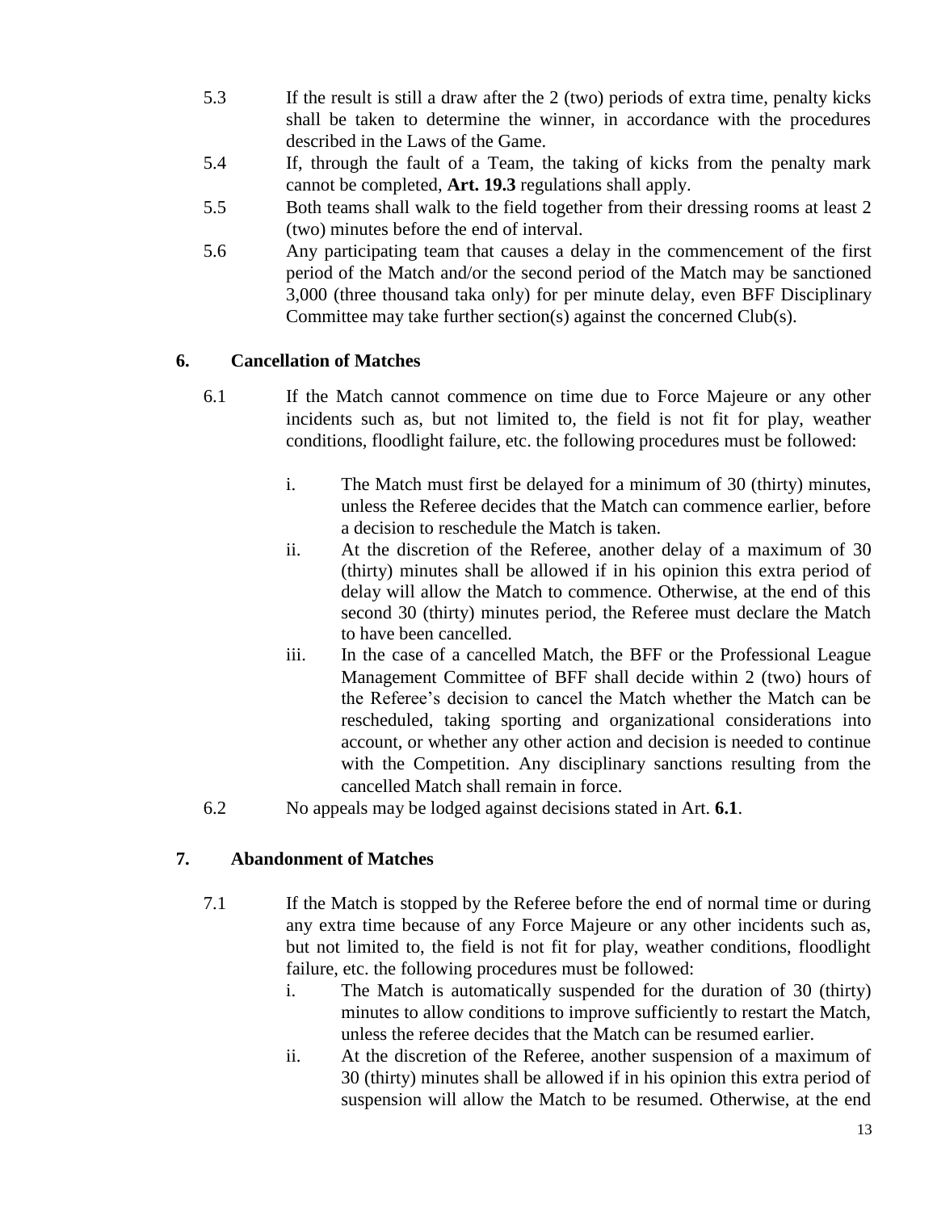5.3 If the result is still a draw after the 2 (two) periods of extra time, penalty kicks shall be taken to determine the winner, in accordance with the procedures described in the Laws of the Game.

5.4 If, through the fault of a Team, the taking of kicks from the penalty mark cannot be completed, **Art. 19.3** regulations shall apply.

5.5 Both teams shall walk to the field together from their dressing rooms at least 2 (two) minutes before the end of interval.

5.6 Any participating team that causes a delay in the commencement of the first period of the Match and/or the second period of the Match may be sanctioned 3,000 (three thousand taka only) for per minute delay, even BFF Disciplinary Committee may take further section(s) against the concerned Club(s).

## 6. Cancellation of Matches

6.1 If the Match cannot commence on time due to Force Majeure or any other incidents such as, but not limited to, the field is not fit for play, weather conditions, floodlight failure, etc. the following procedures must be followed:

i. The Match must first be delayed for a minimum of 30 (thirty) minutes, unless the Referee decides that the Match can commence earlier, before a decision to reschedule the Match is taken.

ii. At the discretion of the Referee, another delay of a maximum of 30 (thirty) minutes shall be allowed if in his opinion this extra period of delay will allow the Match to commence. Otherwise, at the end of this second 30 (thirty) minutes period, the Referee must declare the Match to have been cancelled.

iii. In the case of a cancelled Match, the BFF or the Professional League Management Committee of BFF shall decide within 2 (two) hours of the Referee's decision to cancel the Match whether the Match can be rescheduled, taking sporting and organizational considerations into account, or whether any other action and decision is needed to continue with the Competition. Any disciplinary sanctions resulting from the cancelled Match shall remain in force.

6.2 No appeals may be lodged against decisions stated in Art. **6.1**.

## 7. Abandonment of Matches

7.1 If the Match is stopped by the Referee before the end of normal time or during any extra time because of any Force Majeure or any other incidents such as, but not limited to, the field is not fit for play, weather conditions, floodlight failure, etc. the following procedures must be followed:

i. The Match is automatically suspended for the duration of 30 (thirty) minutes to allow conditions to improve sufficiently to restart the Match, unless the referee decides that the Match can be resumed earlier.

ii. At the discretion of the Referee, another suspension of a maximum of 30 (thirty) minutes shall be allowed if in his opinion this extra period of suspension will allow the Match to be resumed. Otherwise, at the end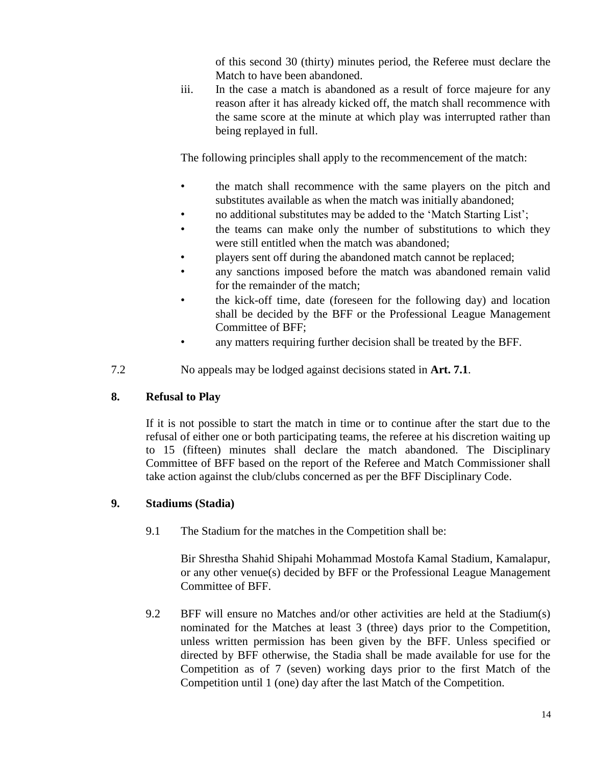of this second 30 (thirty) minutes period, the Referee must declare the Match to have been abandoned.

iii. In the case a match is abandoned as a result of force majeure for any reason after it has already kicked off, the match shall recommence with the same score at the minute at which play was interrupted rather than being replayed in full.

The following principles shall apply to the recommencement of the match:

- the match shall recommence with the same players on the pitch and substitutes available as when the match was initially abandoned;
- no additional substitutes may be added to the 'Match Starting List';
- the teams can make only the number of substitutions to which they were still entitled when the match was abandoned;
- players sent off during the abandoned match cannot be replaced;
- any sanctions imposed before the match was abandoned remain valid for the remainder of the match;
- the kick-off time, date (foreseen for the following day) and location shall be decided by the BFF or the Professional League Management Committee of BFF;
- any matters requiring further decision shall be treated by the BFF.

7.2 No appeals may be lodged against decisions stated in **Art. 7.1**.

## 8. Refusal to Play

If it is not possible to start the match in time or to continue after the start due to the refusal of either one or both participating teams, the referee at his discretion waiting up to 15 (fifteen) minutes shall declare the match abandoned. The Disciplinary Committee of BFF based on the report of the Referee and Match Commissioner shall take action against the club/clubs concerned as per the BFF Disciplinary Code.

## 9. Stadiums (Stadia)

9.1 The Stadium for the matches in the Competition shall be:

Bir Shrestha Shahid Shipahi Mohammad Mostofa Kamal Stadium, Kamalapur, or any other venue(s) decided by BFF or the Professional League Management Committee of BFF.

9.2 BFF will ensure no Matches and/or other activities are held at the Stadium(s) nominated for the Matches at least 3 (three) days prior to the Competition, unless written permission has been given by the BFF. Unless specified or directed by BFF otherwise, the Stadia shall be made available for use for the Competition as of 7 (seven) working days prior to the first Match of the Competition until 1 (one) day after the last Match of the Competition.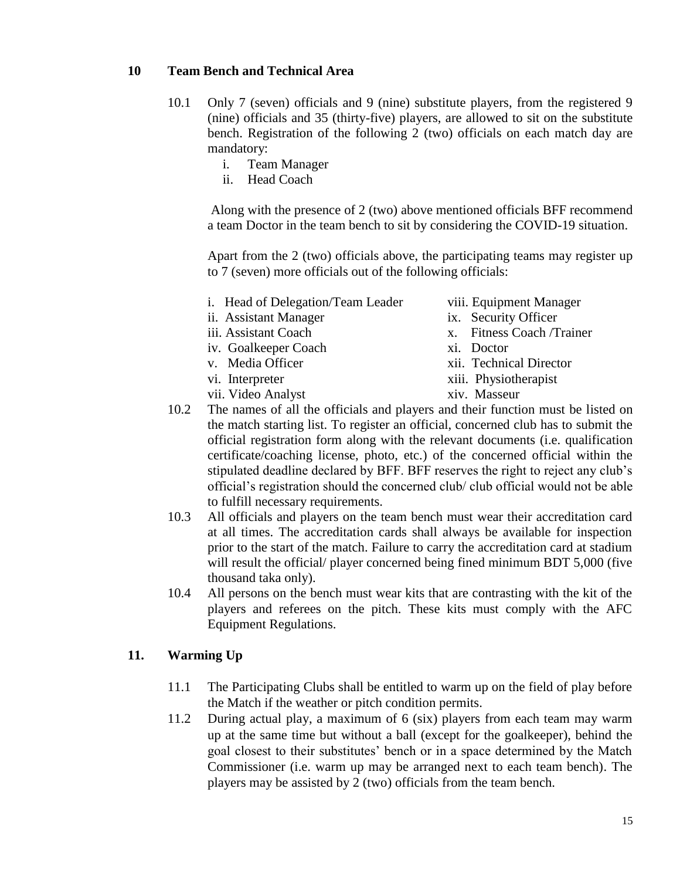## 10 Team Bench and Technical Area

10.1 Only 7 (seven) officials and 9 (nine) substitute players, from the registered 9 (nine) officials and 35 (thirty-five) players, are allowed to sit on the substitute bench. Registration of the following 2 (two) officials on each match day are mandatory:

i. Team Manager
ii. Head Coach

Along with the presence of 2 (two) above mentioned officials BFF recommend a team Doctor in the team bench to sit by considering the COVID-19 situation.

Apart from the 2 (two) officials above, the participating teams may register up to 7 (seven) more officials out of the following officials:

i. Head of Delegation/Team Leader
ii. Assistant Manager
iii. Assistant Coach
iv. Goalkeeper Coach
v. Media Officer
vi. Interpreter
vii. Video Analyst
viii. Equipment Manager
ix. Security Officer
x. Fitness Coach /Trainer
xi. Doctor
xii. Technical Director
xiii. Physiotherapist
xiv. Masseur

10.2 The names of all the officials and players and their function must be listed on the match starting list. To register an official, concerned club has to submit the official registration form along with the relevant documents (i.e. qualification certificate/coaching license, photo, etc.) of the concerned official within the stipulated deadline declared by BFF. BFF reserves the right to reject any club's official's registration should the concerned club/ club official would not be able to fulfill necessary requirements.

10.3 All officials and players on the team bench must wear their accreditation card at all times. The accreditation cards shall always be available for inspection prior to the start of the match. Failure to carry the accreditation card at stadium will result the official/ player concerned being fined minimum BDT 5,000 (five thousand taka only).

10.4 All persons on the bench must wear kits that are contrasting with the kit of the players and referees on the pitch. These kits must comply with the AFC Equipment Regulations.

## 11. Warming Up

11.1 The Participating Clubs shall be entitled to warm up on the field of play before the Match if the weather or pitch condition permits.

11.2 During actual play, a maximum of 6 (six) players from each team may warm up at the same time but without a ball (except for the goalkeeper), behind the goal closest to their substitutes' bench or in a space determined by the Match Commissioner (i.e. warm up may be arranged next to each team bench). The players may be assisted by 2 (two) officials from the team bench.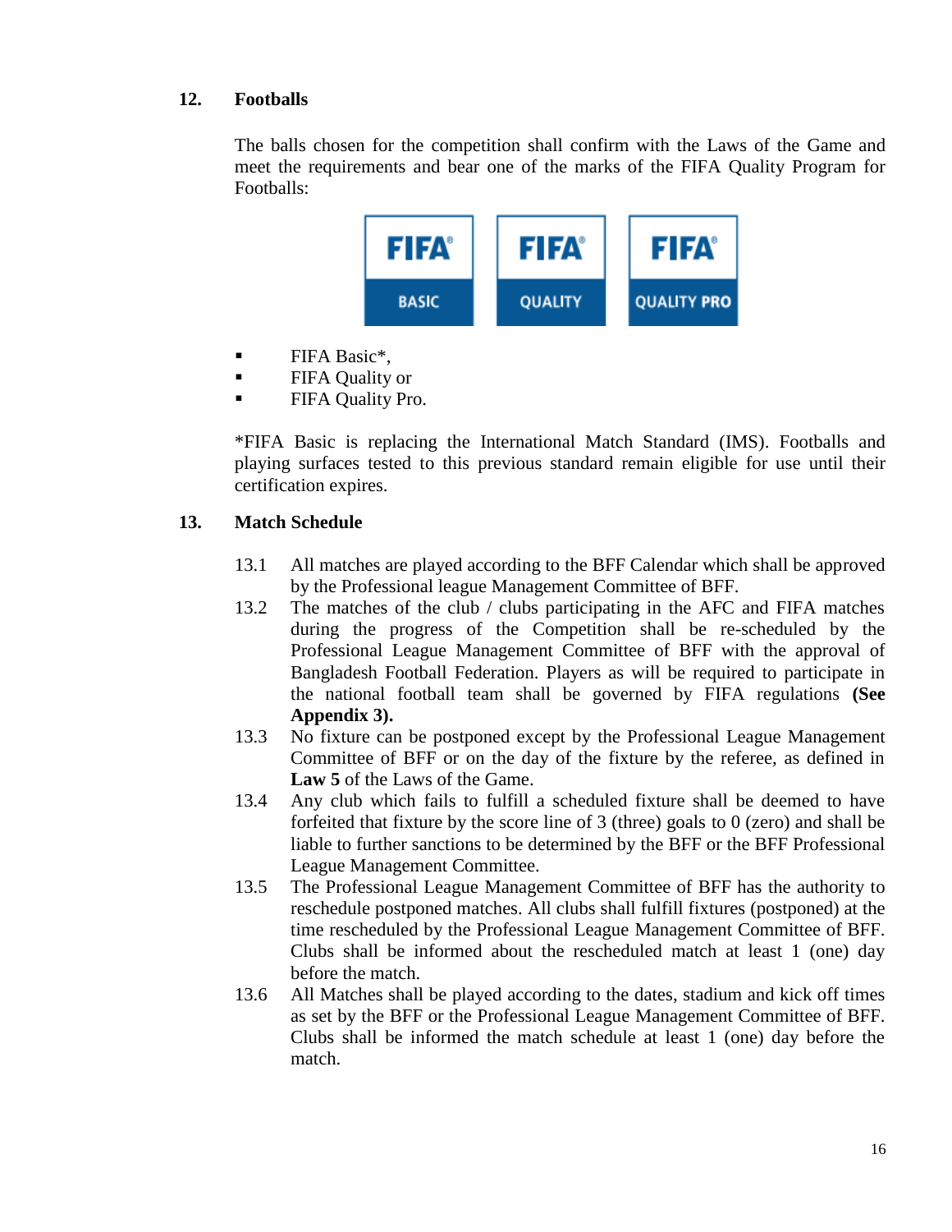## 12. Footballs

The balls chosen for the competition shall confirm with the Laws of the Game and meet the requirements and bear one of the marks of the FIFA Quality Program for Footballs:

- FIFA Basic*,
- FIFA Quality or
- FIFA Quality Pro.

*FIFA Basic is replacing the International Match Standard (IMS). Footballs and playing surfaces tested to this previous standard remain eligible for use until their certification expires.

## 13. Match Schedule

13.1 All matches are played according to the BFF Calendar which shall be approved by the Professional league Management Committee of BFF.

13.2 The matches of the club / clubs participating in the AFC and FIFA matches during the progress of the Competition shall be re-scheduled by the Professional League Management Committee of BFF with the approval of Bangladesh Football Federation. Players as will be required to participate in the national football team shall be governed by FIFA regulations **(See Appendix 3).**

13.3 No fixture can be postponed except by the Professional League Management Committee of BFF or on the day of the fixture by the referee, as defined in **Law 5** of the Laws of the Game.

13.4 Any club which fails to fulfill a scheduled fixture shall be deemed to have forfeited that fixture by the score line of 3 (three) goals to 0 (zero) and shall be liable to further sanctions to be determined by the BFF or the BFF Professional League Management Committee.

13.5 The Professional League Management Committee of BFF has the authority to reschedule postponed matches. All clubs shall fulfill fixtures (postponed) at the time rescheduled by the Professional League Management Committee of BFF. Clubs shall be informed about the rescheduled match at least 1 (one) day before the match.

13.6 All Matches shall be played according to the dates, stadium and kick off times as set by the BFF or the Professional League Management Committee of BFF. Clubs shall be informed the match schedule at least 1 (one) day before the match.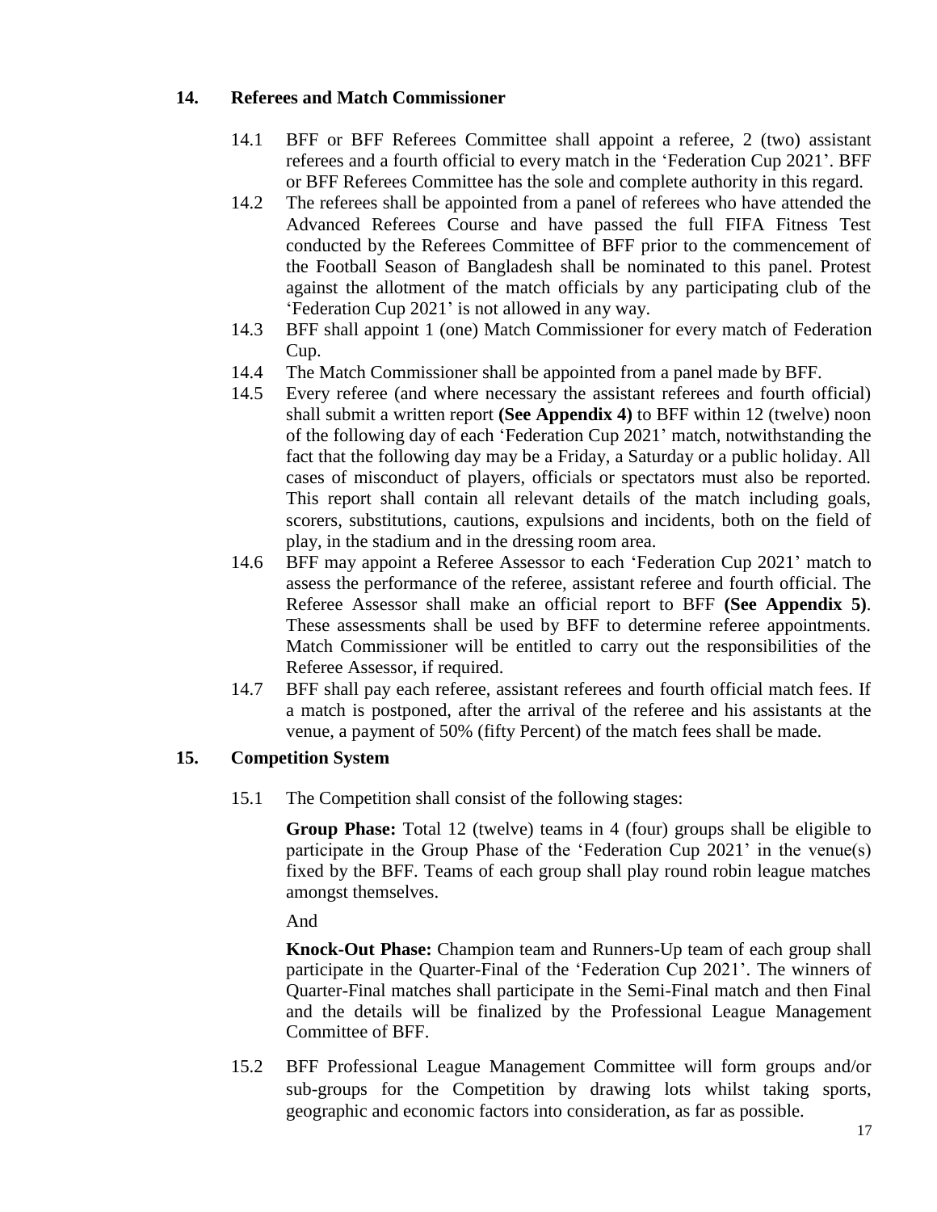## 14. Referees and Match Commissioner

14.1 BFF or BFF Referees Committee shall appoint a referee, 2 (two) assistant referees and a fourth official to every match in the 'Federation Cup 2021'. BFF or BFF Referees Committee has the sole and complete authority in this regard.

14.2 The referees shall be appointed from a panel of referees who have attended the Advanced Referees Course and have passed the full FIFA Fitness Test conducted by the Referees Committee of BFF prior to the commencement of the Football Season of Bangladesh shall be nominated to this panel. Protest against the allotment of the match officials by any participating club of the 'Federation Cup 2021' is not allowed in any way.

14.3 BFF shall appoint 1 (one) Match Commissioner for every match of Federation Cup.

14.4 The Match Commissioner shall be appointed from a panel made by BFF.

14.5 Every referee (and where necessary the assistant referees and fourth official) shall submit a written report **(See Appendix 4)** to BFF within 12 (twelve) noon of the following day of each 'Federation Cup 2021' match, notwithstanding the fact that the following day may be a Friday, a Saturday or a public holiday. All cases of misconduct of players, officials or spectators must also be reported. This report shall contain all relevant details of the match including goals, scorers, substitutions, cautions, expulsions and incidents, both on the field of play, in the stadium and in the dressing room area.

14.6 BFF may appoint a Referee Assessor to each 'Federation Cup 2021' match to assess the performance of the referee, assistant referee and fourth official. The Referee Assessor shall make an official report to BFF **(See Appendix 5)**. These assessments shall be used by BFF to determine referee appointments. Match Commissioner will be entitled to carry out the responsibilities of the Referee Assessor, if required.

14.7 BFF shall pay each referee, assistant referees and fourth official match fees. If a match is postponed, after the arrival of the referee and his assistants at the venue, a payment of 50% (fifty Percent) of the match fees shall be made.

## 15. Competition System

15.1 The Competition shall consist of the following stages:

**Group Phase:** Total 12 (twelve) teams in 4 (four) groups shall be eligible to participate in the Group Phase of the 'Federation Cup 2021' in the venue(s) fixed by the BFF. Teams of each group shall play round robin league matches amongst themselves.

And

**Knock-Out Phase:** Champion team and Runners-Up team of each group shall participate in the Quarter-Final of the 'Federation Cup 2021'. The winners of Quarter-Final matches shall participate in the Semi-Final match and then Final and the details will be finalized by the Professional League Management Committee of BFF.

15.2 BFF Professional League Management Committee will form groups and/or sub-groups for the Competition by drawing lots whilst taking sports, geographic and economic factors into consideration, as far as possible.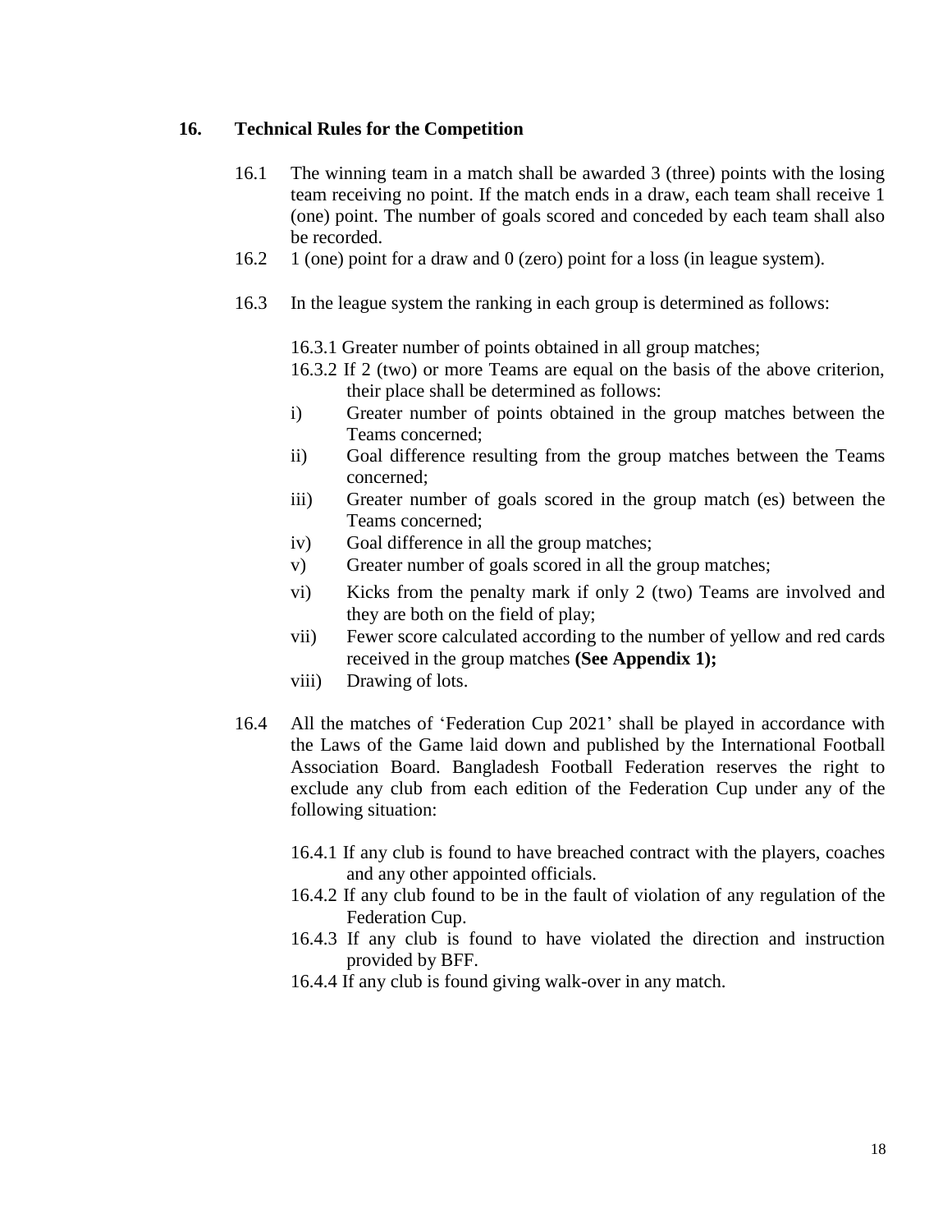## 16. Technical Rules for the Competition

16.1 The winning team in a match shall be awarded 3 (three) points with the losing team receiving no point. If the match ends in a draw, each team shall receive 1 (one) point. The number of goals scored and conceded by each team shall also be recorded.

16.2 1 (one) point for a draw and 0 (zero) point for a loss (in league system).

16.3 In the league system the ranking in each group is determined as follows:

16.3.1 Greater number of points obtained in all group matches;

16.3.2 If 2 (two) or more Teams are equal on the basis of the above criterion, their place shall be determined as follows:

- i) Greater number of points obtained in the group matches between the Teams concerned;
- ii) Goal difference resulting from the group matches between the Teams concerned;
- iii) Greater number of goals scored in the group match (es) between the Teams concerned;
- iv) Goal difference in all the group matches;
- v) Greater number of goals scored in all the group matches;
- vi) Kicks from the penalty mark if only 2 (two) Teams are involved and they are both on the field of play;
- vii) Fewer score calculated according to the number of yellow and red cards received in the group matches **(See Appendix 1);**
- viii) Drawing of lots.

16.4 All the matches of 'Federation Cup 2021' shall be played in accordance with the Laws of the Game laid down and published by the International Football Association Board. Bangladesh Football Federation reserves the right to exclude any club from each edition of the Federation Cup under any of the following situation:

16.4.1 If any club is found to have breached contract with the players, coaches and any other appointed officials.

16.4.2 If any club found to be in the fault of violation of any regulation of the Federation Cup.

16.4.3 If any club is found to have violated the direction and instruction provided by BFF.

16.4.4 If any club is found giving walk-over in any match.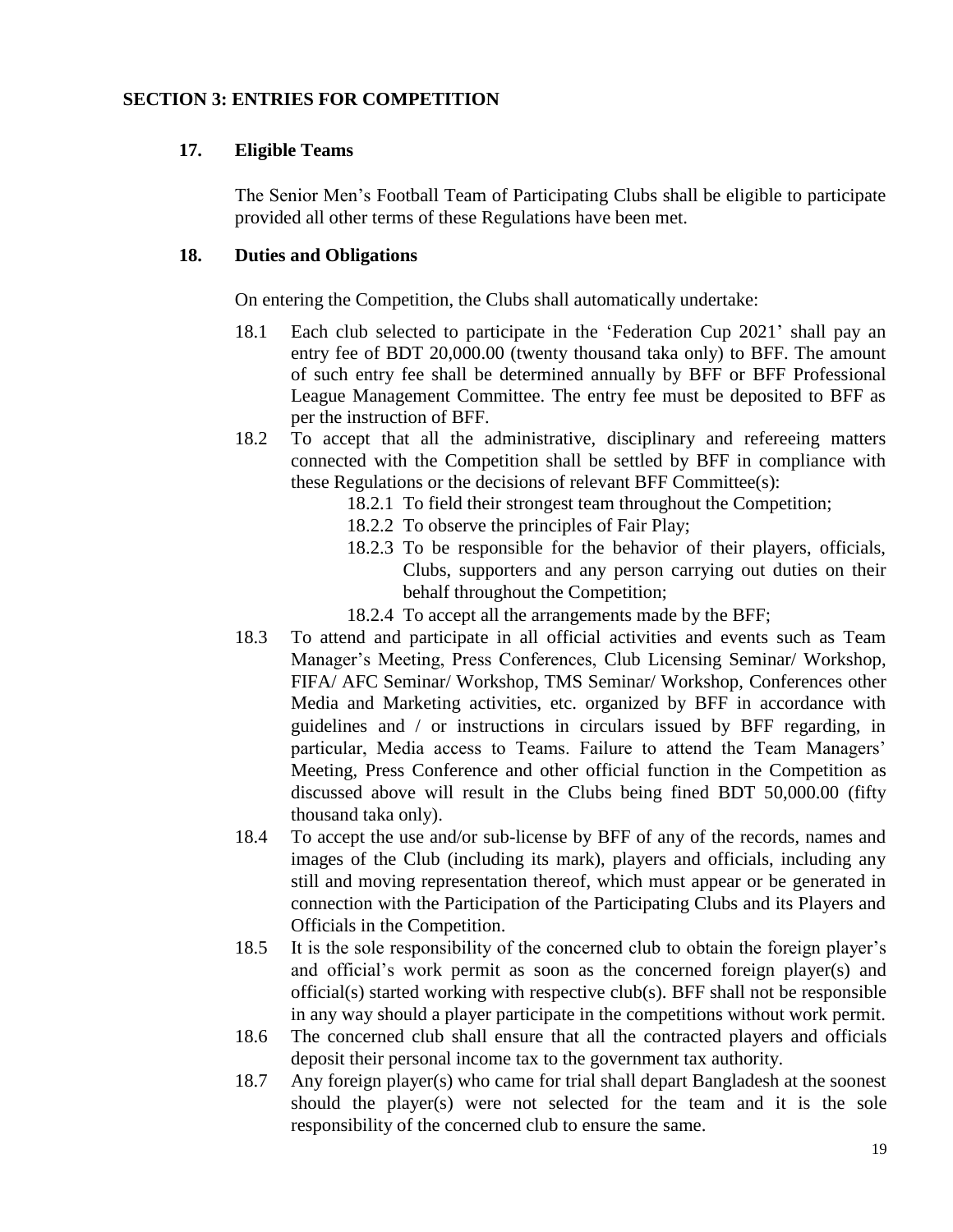## SECTION 3: ENTRIES FOR COMPETITION

### 17. Eligible Teams

The Senior Men's Football Team of Participating Clubs shall be eligible to participate provided all other terms of these Regulations have been met.

### 18. Duties and Obligations

On entering the Competition, the Clubs shall automatically undertake:

18.1 Each club selected to participate in the 'Federation Cup 2021' shall pay an entry fee of BDT 20,000.00 (twenty thousand taka only) to BFF. The amount of such entry fee shall be determined annually by BFF or BFF Professional League Management Committee. The entry fee must be deposited to BFF as per the instruction of BFF.

18.2 To accept that all the administrative, disciplinary and refereeing matters connected with the Competition shall be settled by BFF in compliance with these Regulations or the decisions of relevant BFF Committee(s):

- 18.2.1 To field their strongest team throughout the Competition;
- 18.2.2 To observe the principles of Fair Play;
- 18.2.3 To be responsible for the behavior of their players, officials, Clubs, supporters and any person carrying out duties on their behalf throughout the Competition;
- 18.2.4 To accept all the arrangements made by the BFF;

18.3 To attend and participate in all official activities and events such as Team Manager's Meeting, Press Conferences, Club Licensing Seminar/ Workshop, FIFA/ AFC Seminar/ Workshop, TMS Seminar/ Workshop, Conferences other Media and Marketing activities, etc. organized by BFF in accordance with guidelines and / or instructions in circulars issued by BFF regarding, in particular, Media access to Teams. Failure to attend the Team Managers' Meeting, Press Conference and other official function in the Competition as discussed above will result in the Clubs being fined BDT 50,000.00 (fifty thousand taka only).

18.4 To accept the use and/or sub-license by BFF of any of the records, names and images of the Club (including its mark), players and officials, including any still and moving representation thereof, which must appear or be generated in connection with the Participation of the Participating Clubs and its Players and Officials in the Competition.

18.5 It is the sole responsibility of the concerned club to obtain the foreign player's and official's work permit as soon as the concerned foreign player(s) and official(s) started working with respective club(s). BFF shall not be responsible in any way should a player participate in the competitions without work permit.

18.6 The concerned club shall ensure that all the contracted players and officials deposit their personal income tax to the government tax authority.

18.7 Any foreign player(s) who came for trial shall depart Bangladesh at the soonest should the player(s) were not selected for the team and it is the sole responsibility of the concerned club to ensure the same.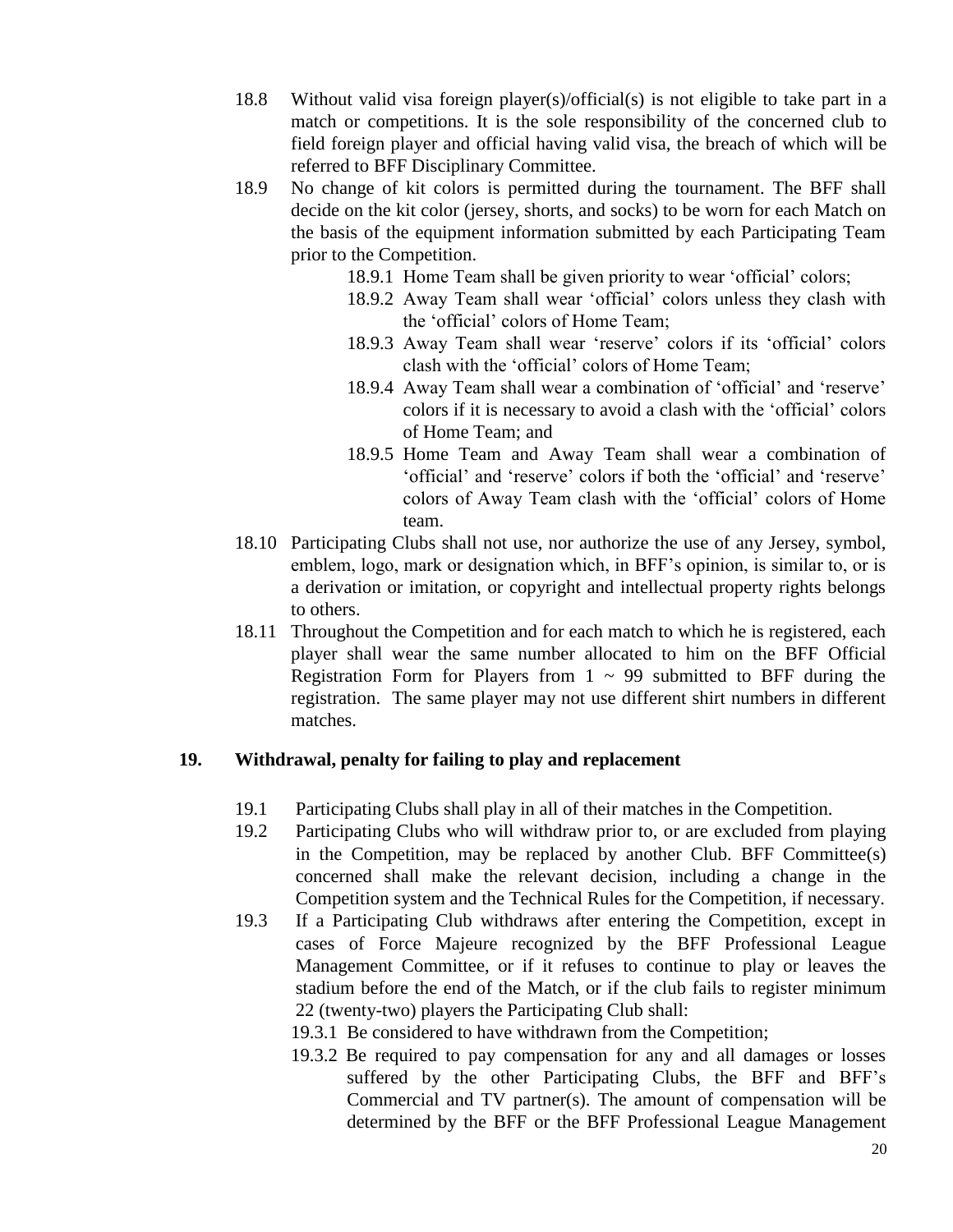18.8 Without valid visa foreign player(s)/official(s) is not eligible to take part in a match or competitions. It is the sole responsibility of the concerned club to field foreign player and official having valid visa, the breach of which will be referred to BFF Disciplinary Committee.

18.9 No change of kit colors is permitted during the tournament. The BFF shall decide on the kit color (jersey, shorts, and socks) to be worn for each Match on the basis of the equipment information submitted by each Participating Team prior to the Competition.

- 18.9.1 Home Team shall be given priority to wear 'official' colors;
- 18.9.2 Away Team shall wear 'official' colors unless they clash with the 'official' colors of Home Team;
- 18.9.3 Away Team shall wear 'reserve' colors if its 'official' colors clash with the 'official' colors of Home Team;
- 18.9.4 Away Team shall wear a combination of 'official' and 'reserve' colors if it is necessary to avoid a clash with the 'official' colors of Home Team; and
- 18.9.5 Home Team and Away Team shall wear a combination of 'official' and 'reserve' colors if both the 'official' and 'reserve' colors of Away Team clash with the 'official' colors of Home team.

18.10 Participating Clubs shall not use, nor authorize the use of any Jersey, symbol, emblem, logo, mark or designation which, in BFF's opinion, is similar to, or is a derivation or imitation, or copyright and intellectual property rights belongs to others.

18.11 Throughout the Competition and for each match to which he is registered, each player shall wear the same number allocated to him on the BFF Official Registration Form for Players from 1 ~ 99 submitted to BFF during the registration. The same player may not use different shirt numbers in different matches.

## 19. Withdrawal, penalty for failing to play and replacement

19.1 Participating Clubs shall play in all of their matches in the Competition.

19.2 Participating Clubs who will withdraw prior to, or are excluded from playing in the Competition, may be replaced by another Club. BFF Committee(s) concerned shall make the relevant decision, including a change in the Competition system and the Technical Rules for the Competition, if necessary.

19.3 If a Participating Club withdraws after entering the Competition, except in cases of Force Majeure recognized by the BFF Professional League Management Committee, or if it refuses to continue to play or leaves the stadium before the end of the Match, or if the club fails to register minimum 22 (twenty-two) players the Participating Club shall:

- 19.3.1 Be considered to have withdrawn from the Competition;
- 19.3.2 Be required to pay compensation for any and all damages or losses suffered by the other Participating Clubs, the BFF and BFF's Commercial and TV partner(s). The amount of compensation will be determined by the BFF or the BFF Professional League Management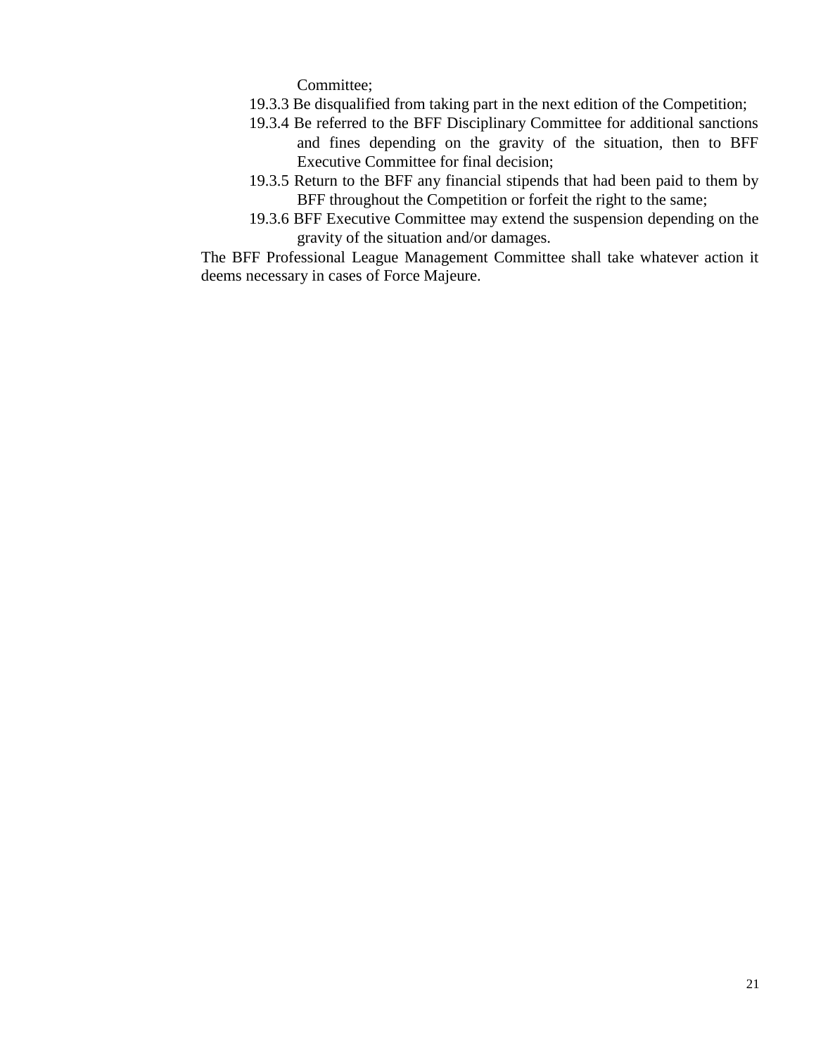Committee;

19.3.3 Be disqualified from taking part in the next edition of the Competition;

19.3.4 Be referred to the BFF Disciplinary Committee for additional sanctions and fines depending on the gravity of the situation, then to BFF Executive Committee for final decision;

19.3.5 Return to the BFF any financial stipends that had been paid to them by BFF throughout the Competition or forfeit the right to the same;

19.3.6 BFF Executive Committee may extend the suspension depending on the gravity of the situation and/or damages.

The BFF Professional League Management Committee shall take whatever action it deems necessary in cases of Force Majeure.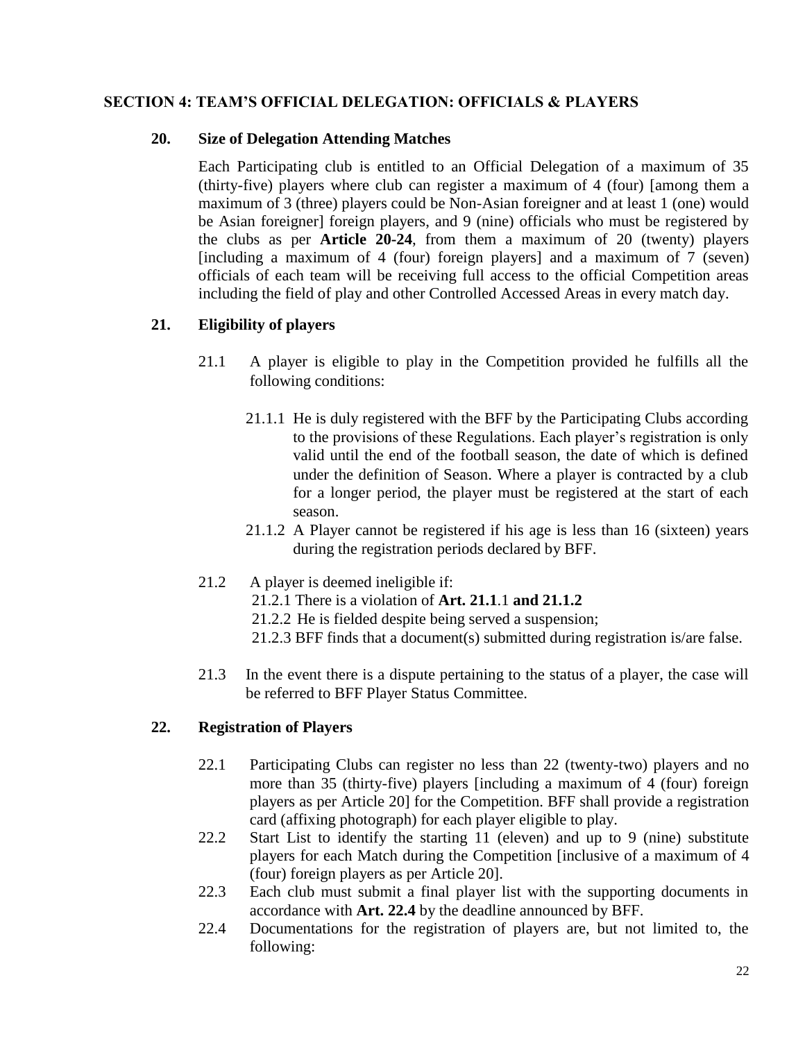## SECTION 4: TEAM'S OFFICIAL DELEGATION: OFFICIALS & PLAYERS

### 20. Size of Delegation Attending Matches

Each Participating club is entitled to an Official Delegation of a maximum of 35 (thirty-five) players where club can register a maximum of 4 (four) [among them a maximum of 3 (three) players could be Non-Asian foreigner and at least 1 (one) would be Asian foreigner] foreign players, and 9 (nine) officials who must be registered by the clubs as per **Article 20-24**, from them a maximum of 20 (twenty) players [including a maximum of 4 (four) foreign players] and a maximum of 7 (seven) officials of each team will be receiving full access to the official Competition areas including the field of play and other Controlled Accessed Areas in every match day.

### 21. Eligibility of players

21.1 A player is eligible to play in the Competition provided he fulfills all the following conditions:

21.1.1 He is duly registered with the BFF by the Participating Clubs according to the provisions of these Regulations. Each player's registration is only valid until the end of the football season, the date of which is defined under the definition of Season. Where a player is contracted by a club for a longer period, the player must be registered at the start of each season.

21.1.2 A Player cannot be registered if his age is less than 16 (sixteen) years during the registration periods declared by BFF.

21.2 A player is deemed ineligible if:

21.2.1 There is a violation of **Art. 21.1**.1 **and 21.1.2**

21.2.2 He is fielded despite being served a suspension;

21.2.3 BFF finds that a document(s) submitted during registration is/are false.

21.3 In the event there is a dispute pertaining to the status of a player, the case will be referred to BFF Player Status Committee.

### 22. Registration of Players

22.1 Participating Clubs can register no less than 22 (twenty-two) players and no more than 35 (thirty-five) players [including a maximum of 4 (four) foreign players as per Article 20] for the Competition. BFF shall provide a registration card (affixing photograph) for each player eligible to play.

22.2 Start List to identify the starting 11 (eleven) and up to 9 (nine) substitute players for each Match during the Competition [inclusive of a maximum of 4 (four) foreign players as per Article 20].

22.3 Each club must submit a final player list with the supporting documents in accordance with **Art. 22.4** by the deadline announced by BFF.

22.4 Documentations for the registration of players are, but not limited to, the following: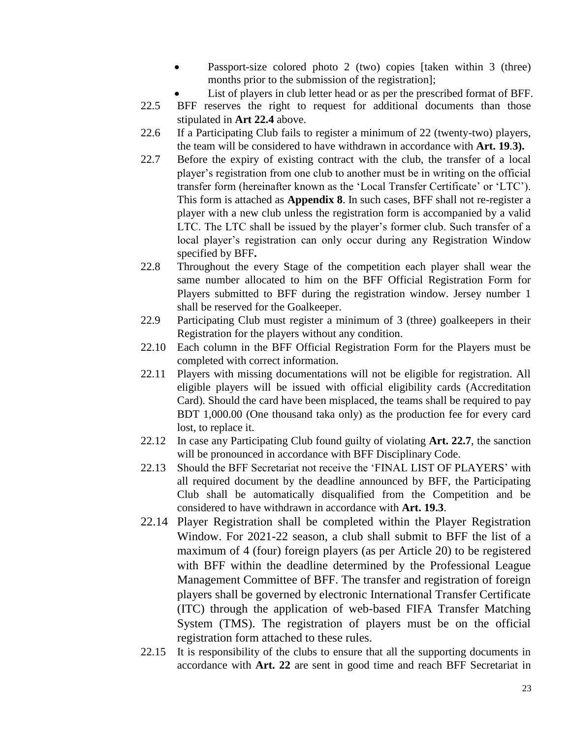- Passport-size colored photo 2 (two) copies [taken within 3 (three) months prior to the submission of the registration];
- List of players in club letter head or as per the prescribed format of BFF.

22.5 BFF reserves the right to request for additional documents than those stipulated in **Art 22.4** above.

22.6 If a Participating Club fails to register a minimum of 22 (twenty-two) players, the team will be considered to have withdrawn in accordance with **Art. 19.3).**

22.7 Before the expiry of existing contract with the club, the transfer of a local player's registration from one club to another must be in writing on the official transfer form (hereinafter known as the 'Local Transfer Certificate' or 'LTC'). This form is attached as **Appendix 8**. In such cases, BFF shall not re-register a player with a new club unless the registration form is accompanied by a valid LTC. The LTC shall be issued by the player's former club. Such transfer of a local player's registration can only occur during any Registration Window specified by BFF**.**

22.8 Throughout the every Stage of the competition each player shall wear the same number allocated to him on the BFF Official Registration Form for Players submitted to BFF during the registration window. Jersey number 1 shall be reserved for the Goalkeeper.

22.9 Participating Club must register a minimum of 3 (three) goalkeepers in their Registration for the players without any condition.

22.10 Each column in the BFF Official Registration Form for the Players must be completed with correct information.

22.11 Players with missing documentations will not be eligible for registration. All eligible players will be issued with official eligibility cards (Accreditation Card). Should the card have been misplaced, the teams shall be required to pay BDT 1,000.00 (One thousand taka only) as the production fee for every card lost, to replace it.

22.12 In case any Participating Club found guilty of violating **Art. 22.7**, the sanction will be pronounced in accordance with BFF Disciplinary Code.

22.13 Should the BFF Secretariat not receive the 'FINAL LIST OF PLAYERS' with all required document by the deadline announced by BFF, the Participating Club shall be automatically disqualified from the Competition and be considered to have withdrawn in accordance with **Art. 19.3**.

22.14 Player Registration shall be completed within the Player Registration Window. For 2021-22 season, a club shall submit to BFF the list of a maximum of 4 (four) foreign players (as per Article 20) to be registered with BFF within the deadline determined by the Professional League Management Committee of BFF. The transfer and registration of foreign players shall be governed by electronic International Transfer Certificate (ITC) through the application of web-based FIFA Transfer Matching System (TMS). The registration of players must be on the official registration form attached to these rules.

22.15 It is responsibility of the clubs to ensure that all the supporting documents in accordance with **Art. 22** are sent in good time and reach BFF Secretariat in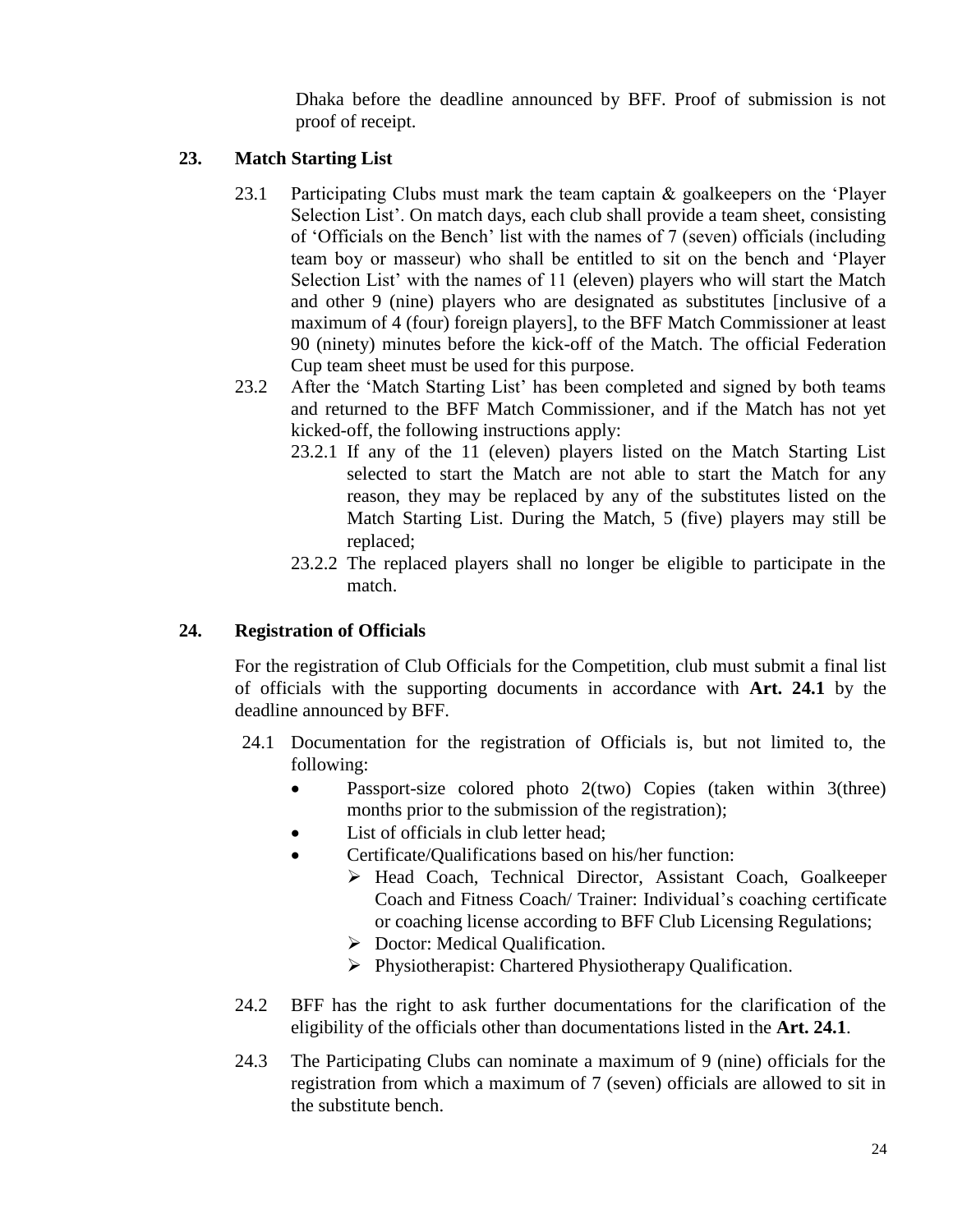Dhaka before the deadline announced by BFF. Proof of submission is not proof of receipt.

## 23. Match Starting List

23.1 Participating Clubs must mark the team captain & goalkeepers on the 'Player Selection List'. On match days, each club shall provide a team sheet, consisting of 'Officials on the Bench' list with the names of 7 (seven) officials (including team boy or masseur) who shall be entitled to sit on the bench and 'Player Selection List' with the names of 11 (eleven) players who will start the Match and other 9 (nine) players who are designated as substitutes [inclusive of a maximum of 4 (four) foreign players], to the BFF Match Commissioner at least 90 (ninety) minutes before the kick-off of the Match. The official Federation Cup team sheet must be used for this purpose.

23.2 After the 'Match Starting List' has been completed and signed by both teams and returned to the BFF Match Commissioner, and if the Match has not yet kicked-off, the following instructions apply:

23.2.1 If any of the 11 (eleven) players listed on the Match Starting List selected to start the Match are not able to start the Match for any reason, they may be replaced by any of the substitutes listed on the Match Starting List. During the Match, 5 (five) players may still be replaced;

23.2.2 The replaced players shall no longer be eligible to participate in the match.

## 24. Registration of Officials

For the registration of Club Officials for the Competition, club must submit a final list of officials with the supporting documents in accordance with **Art. 24.1** by the deadline announced by BFF.

24.1 Documentation for the registration of Officials is, but not limited to, the following:

- Passport-size colored photo 2(two) Copies (taken within 3(three) months prior to the submission of the registration);
- List of officials in club letter head;
- Certificate/Qualifications based on his/her function:
  - Head Coach, Technical Director, Assistant Coach, Goalkeeper Coach and Fitness Coach/ Trainer: Individual's coaching certificate or coaching license according to BFF Club Licensing Regulations;
  - Doctor: Medical Qualification.
  - Physiotherapist: Chartered Physiotherapy Qualification.

24.2 BFF has the right to ask further documentations for the clarification of the eligibility of the officials other than documentations listed in the **Art. 24.1**.

24.3 The Participating Clubs can nominate a maximum of 9 (nine) officials for the registration from which a maximum of 7 (seven) officials are allowed to sit in the substitute bench.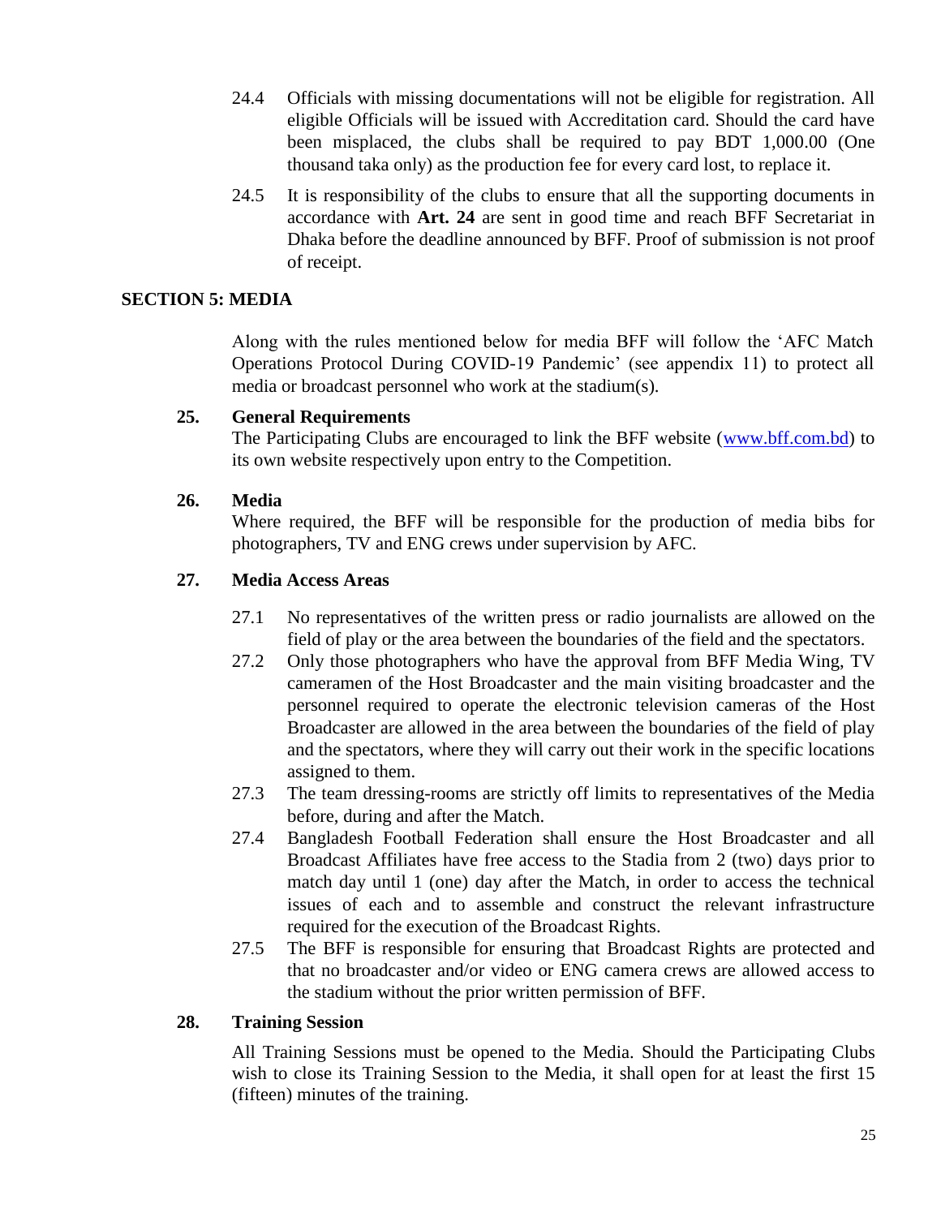24.4 Officials with missing documentations will not be eligible for registration. All eligible Officials will be issued with Accreditation card. Should the card have been misplaced, the clubs shall be required to pay BDT 1,000.00 (One thousand taka only) as the production fee for every card lost, to replace it.

24.5 It is responsibility of the clubs to ensure that all the supporting documents in accordance with **Art. 24** are sent in good time and reach BFF Secretariat in Dhaka before the deadline announced by BFF. Proof of submission is not proof of receipt.

## SECTION 5: MEDIA

Along with the rules mentioned below for media BFF will follow the 'AFC Match Operations Protocol During COVID-19 Pandemic' (see appendix 11) to protect all media or broadcast personnel who work at the stadium(s).

### 25. General Requirements

The Participating Clubs are encouraged to link the BFF website ([www.bff.com.bd](www.bff.com.bd)) to its own website respectively upon entry to the Competition.

### 26. Media

Where required, the BFF will be responsible for the production of media bibs for photographers, TV and ENG crews under supervision by AFC.

### 27. Media Access Areas

27.1 No representatives of the written press or radio journalists are allowed on the field of play or the area between the boundaries of the field and the spectators.

27.2 Only those photographers who have the approval from BFF Media Wing, TV cameramen of the Host Broadcaster and the main visiting broadcaster and the personnel required to operate the electronic television cameras of the Host Broadcaster are allowed in the area between the boundaries of the field of play and the spectators, where they will carry out their work in the specific locations assigned to them.

27.3 The team dressing-rooms are strictly off limits to representatives of the Media before, during and after the Match.

27.4 Bangladesh Football Federation shall ensure the Host Broadcaster and all Broadcast Affiliates have free access to the Stadia from 2 (two) days prior to match day until 1 (one) day after the Match, in order to access the technical issues of each and to assemble and construct the relevant infrastructure required for the execution of the Broadcast Rights.

27.5 The BFF is responsible for ensuring that Broadcast Rights are protected and that no broadcaster and/or video or ENG camera crews are allowed access to the stadium without the prior written permission of BFF.

### 28. Training Session

All Training Sessions must be opened to the Media. Should the Participating Clubs wish to close its Training Session to the Media, it shall open for at least the first 15 (fifteen) minutes of the training.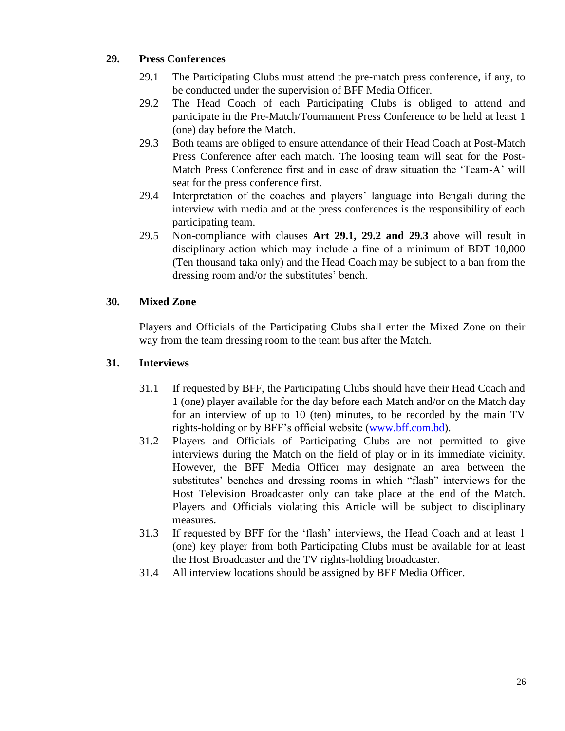## 29. Press Conferences

29.1 The Participating Clubs must attend the pre-match press conference, if any, to be conducted under the supervision of BFF Media Officer.

29.2 The Head Coach of each Participating Clubs is obliged to attend and participate in the Pre-Match/Tournament Press Conference to be held at least 1 (one) day before the Match.

29.3 Both teams are obliged to ensure attendance of their Head Coach at Post-Match Press Conference after each match. The loosing team will seat for the Post-Match Press Conference first and in case of draw situation the 'Team-A' will seat for the press conference first.

29.4 Interpretation of the coaches and players' language into Bengali during the interview with media and at the press conferences is the responsibility of each participating team.

29.5 Non-compliance with clauses **Art 29.1, 29.2 and 29.3** above will result in disciplinary action which may include a fine of a minimum of BDT 10,000 (Ten thousand taka only) and the Head Coach may be subject to a ban from the dressing room and/or the substitutes' bench.

## 30. Mixed Zone

Players and Officials of the Participating Clubs shall enter the Mixed Zone on their way from the team dressing room to the team bus after the Match.

## 31. Interviews

31.1 If requested by BFF, the Participating Clubs should have their Head Coach and 1 (one) player available for the day before each Match and/or on the Match day for an interview of up to 10 (ten) minutes, to be recorded by the main TV rights-holding or by BFF's official website (www.bff.com.bd).

31.2 Players and Officials of Participating Clubs are not permitted to give interviews during the Match on the field of play or in its immediate vicinity. However, the BFF Media Officer may designate an area between the substitutes' benches and dressing rooms in which "flash" interviews for the Host Television Broadcaster only can take place at the end of the Match. Players and Officials violating this Article will be subject to disciplinary measures.

31.3 If requested by BFF for the 'flash' interviews, the Head Coach and at least 1 (one) key player from both Participating Clubs must be available for at least the Host Broadcaster and the TV rights-holding broadcaster.

31.4 All interview locations should be assigned by BFF Media Officer.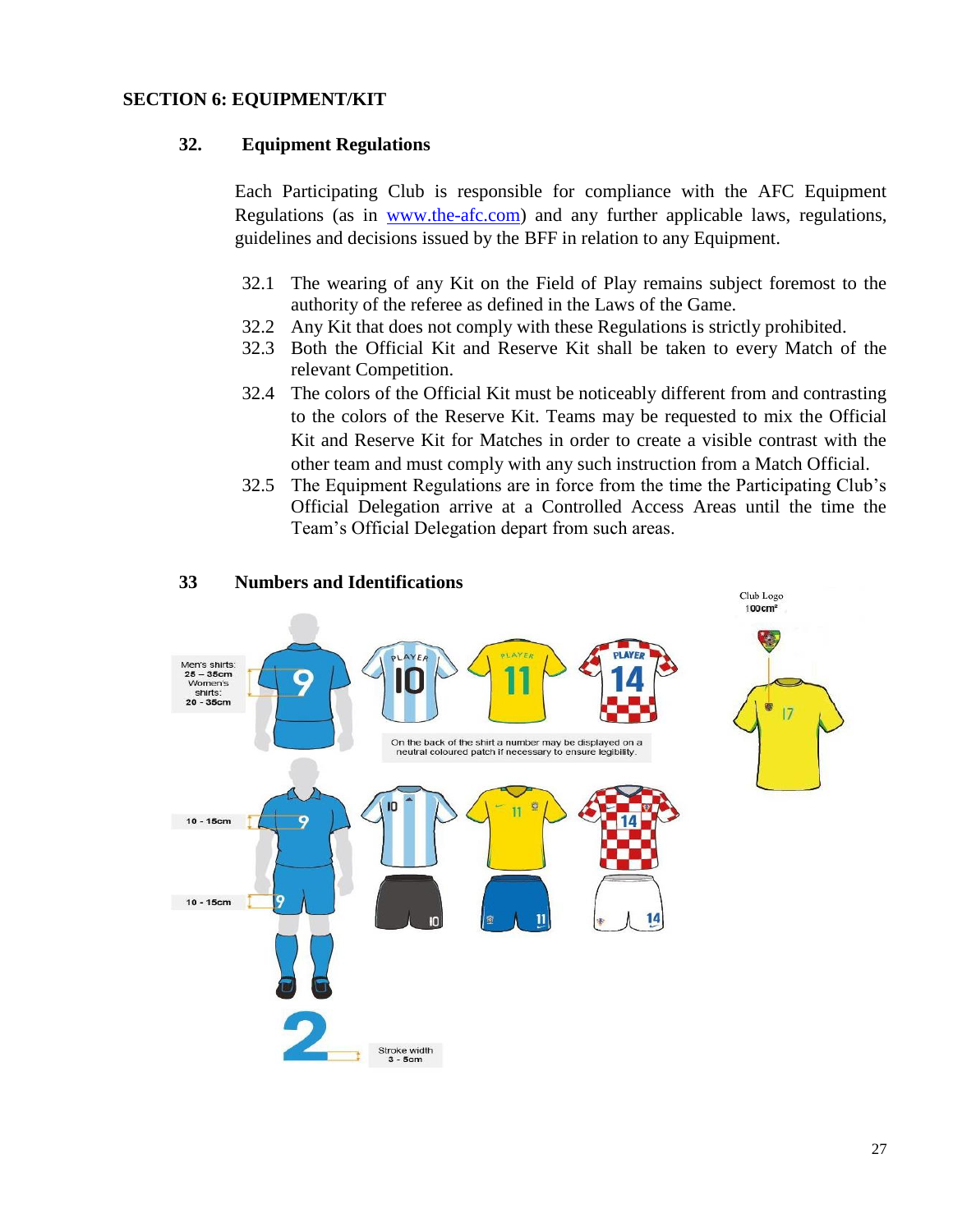## SECTION 6: EQUIPMENT/KIT

### 32. Equipment Regulations

Each Participating Club is responsible for compliance with the AFC Equipment Regulations (as in www.the-afc.com) and any further applicable laws, regulations, guidelines and decisions issued by the BFF in relation to any Equipment.

32.1 The wearing of any Kit on the Field of Play remains subject foremost to the authority of the referee as defined in the Laws of the Game.

32.2 Any Kit that does not comply with these Regulations is strictly prohibited.

32.3 Both the Official Kit and Reserve Kit shall be taken to every Match of the relevant Competition.

32.4 The colors of the Official Kit must be noticeably different from and contrasting to the colors of the Reserve Kit. Teams may be requested to mix the Official Kit and Reserve Kit for Matches in order to create a visible contrast with the other team and must comply with any such instruction from a Match Official.

32.5 The Equipment Regulations are in force from the time the Participating Club's Official Delegation arrive at a Controlled Access Areas until the time the Team's Official Delegation depart from such areas.

### 33 Numbers and Identifications

Men's shirts: 25 – 35cm Women's shirts: 20 - 35cm

On the back of the shirt a number may be displayed on a neutral coloured patch if necessary to ensure legibility.

10 - 15cm

10 - 15cm

Stroke width 3 - 5cm

Club Logo 100cm²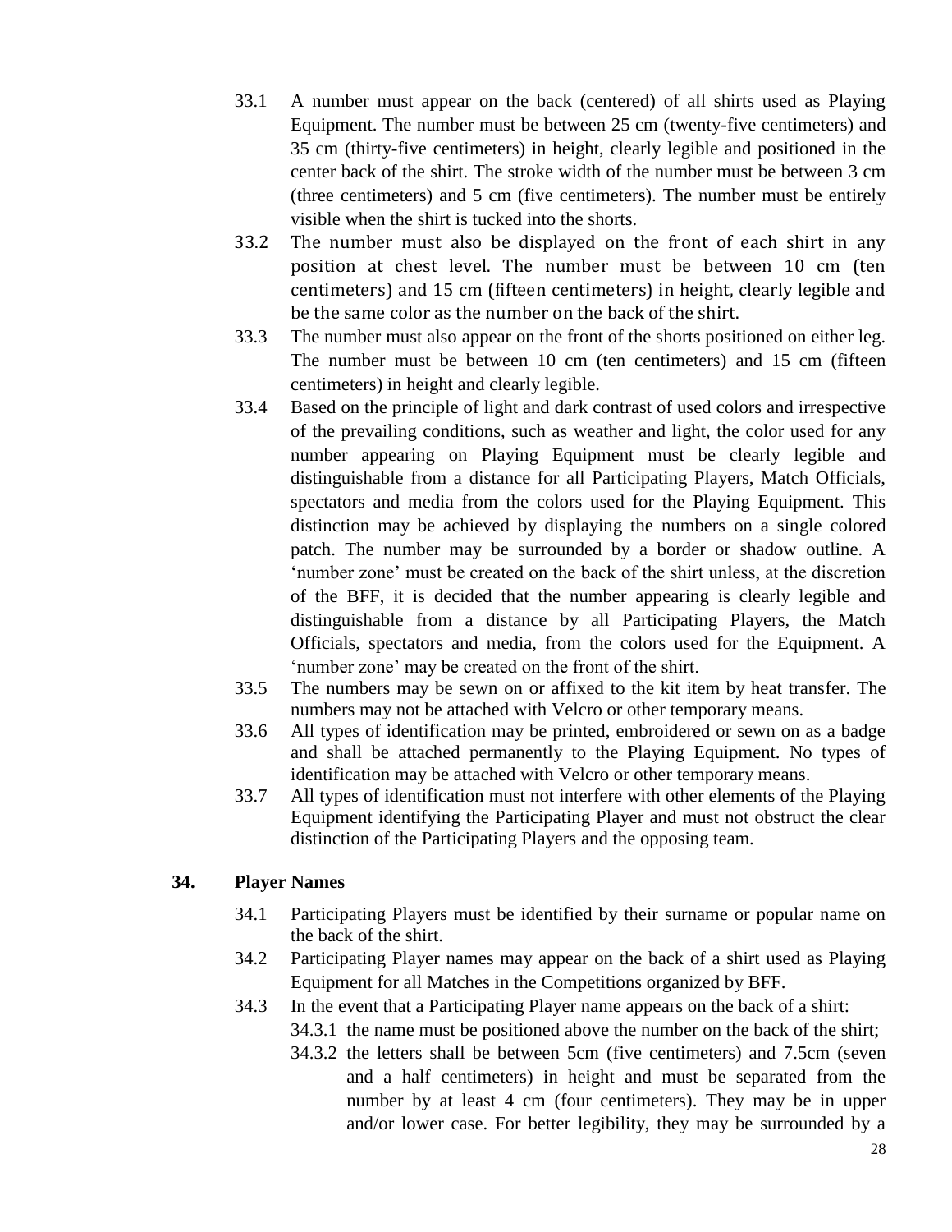33.1 A number must appear on the back (centered) of all shirts used as Playing Equipment. The number must be between 25 cm (twenty-five centimeters) and 35 cm (thirty-five centimeters) in height, clearly legible and positioned in the center back of the shirt. The stroke width of the number must be between 3 cm (three centimeters) and 5 cm (five centimeters). The number must be entirely visible when the shirt is tucked into the shorts.

33.2 The number must also be displayed on the front of each shirt in any position at chest level. The number must be between 10 cm (ten centimeters) and 15 cm (fifteen centimeters) in height, clearly legible and be the same color as the number on the back of the shirt.

33.3 The number must also appear on the front of the shorts positioned on either leg. The number must be between 10 cm (ten centimeters) and 15 cm (fifteen centimeters) in height and clearly legible.

33.4 Based on the principle of light and dark contrast of used colors and irrespective of the prevailing conditions, such as weather and light, the color used for any number appearing on Playing Equipment must be clearly legible and distinguishable from a distance for all Participating Players, Match Officials, spectators and media from the colors used for the Playing Equipment. This distinction may be achieved by displaying the numbers on a single colored patch. The number may be surrounded by a border or shadow outline. A 'number zone' must be created on the back of the shirt unless, at the discretion of the BFF, it is decided that the number appearing is clearly legible and distinguishable from a distance by all Participating Players, the Match Officials, spectators and media, from the colors used for the Equipment. A 'number zone' may be created on the front of the shirt.

33.5 The numbers may be sewn on or affixed to the kit item by heat transfer. The numbers may not be attached with Velcro or other temporary means.

33.6 All types of identification may be printed, embroidered or sewn on as a badge and shall be attached permanently to the Playing Equipment. No types of identification may be attached with Velcro or other temporary means.

33.7 All types of identification must not interfere with other elements of the Playing Equipment identifying the Participating Player and must not obstruct the clear distinction of the Participating Players and the opposing team.

## 34. Player Names

34.1 Participating Players must be identified by their surname or popular name on the back of the shirt.

34.2 Participating Player names may appear on the back of a shirt used as Playing Equipment for all Matches in the Competitions organized by BFF.

34.3 In the event that a Participating Player name appears on the back of a shirt:

34.3.1 the name must be positioned above the number on the back of the shirt;

34.3.2 the letters shall be between 5cm (five centimeters) and 7.5cm (seven and a half centimeters) in height and must be separated from the number by at least 4 cm (four centimeters). They may be in upper and/or lower case. For better legibility, they may be surrounded by a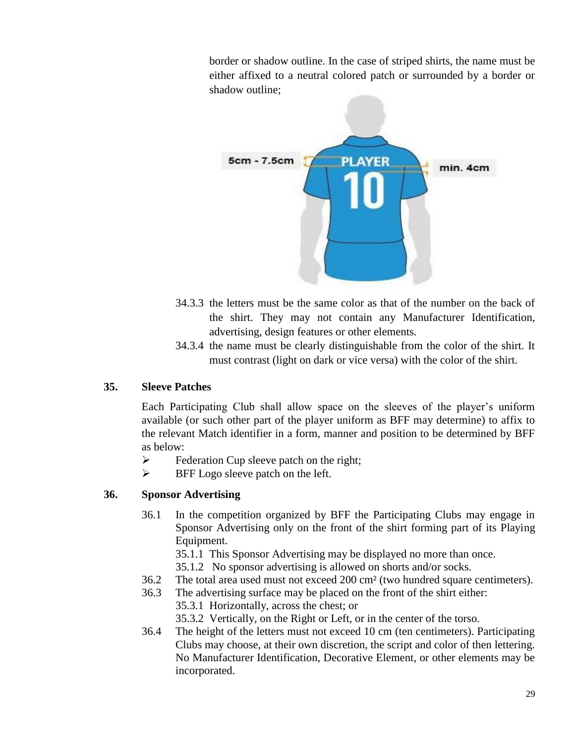border or shadow outline. In the case of striped shirts, the name must be either affixed to a neutral colored patch or surrounded by a border or shadow outline;

34.3.3 the letters must be the same color as that of the number on the back of the shirt. They may not contain any Manufacturer Identification, advertising, design features or other elements.

34.3.4 the name must be clearly distinguishable from the color of the shirt. It must contrast (light on dark or vice versa) with the color of the shirt.

## 35. Sleeve Patches

Each Participating Club shall allow space on the sleeves of the player's uniform available (or such other part of the player uniform as BFF may determine) to affix to the relevant Match identifier in a form, manner and position to be determined by BFF as below:

- Federation Cup sleeve patch on the right;
- BFF Logo sleeve patch on the left.

## 36. Sponsor Advertising

36.1 In the competition organized by BFF the Participating Clubs may engage in Sponsor Advertising only on the front of the shirt forming part of its Playing Equipment.

35.1.1 This Sponsor Advertising may be displayed no more than once.

35.1.2 No sponsor advertising is allowed on shorts and/or socks.

36.2 The total area used must not exceed 200 cm² (two hundred square centimeters).

36.3 The advertising surface may be placed on the front of the shirt either:

35.3.1 Horizontally, across the chest; or

35.3.2 Vertically, on the Right or Left, or in the center of the torso.

36.4 The height of the letters must not exceed 10 cm (ten centimeters). Participating Clubs may choose, at their own discretion, the script and color of then lettering. No Manufacturer Identification, Decorative Element, or other elements may be incorporated.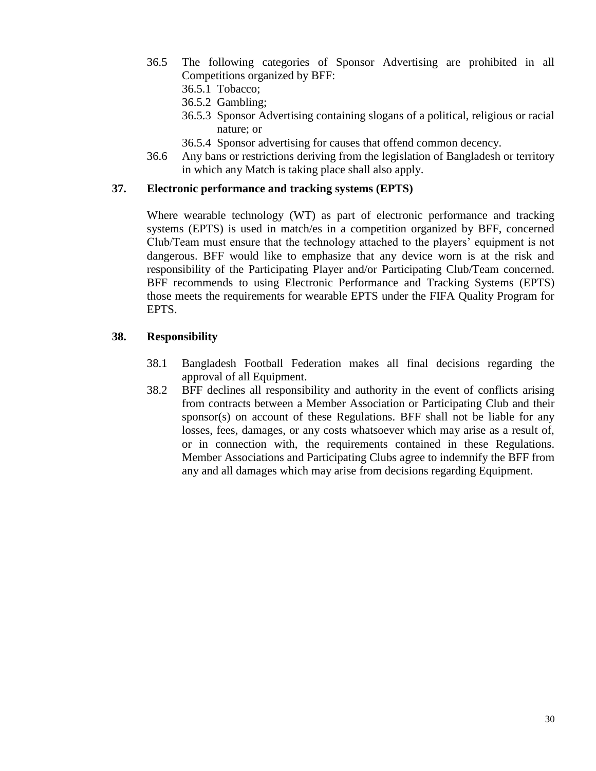36.5 The following categories of Sponsor Advertising are prohibited in all Competitions organized by BFF:

- 36.5.1 Tobacco;
- 36.5.2 Gambling;
- 36.5.3 Sponsor Advertising containing slogans of a political, religious or racial nature; or
- 36.5.4 Sponsor advertising for causes that offend common decency.

36.6 Any bans or restrictions deriving from the legislation of Bangladesh or territory in which any Match is taking place shall also apply.

## 37. Electronic performance and tracking systems (EPTS)

Where wearable technology (WT) as part of electronic performance and tracking systems (EPTS) is used in match/es in a competition organized by BFF, concerned Club/Team must ensure that the technology attached to the players' equipment is not dangerous. BFF would like to emphasize that any device worn is at the risk and responsibility of the Participating Player and/or Participating Club/Team concerned. BFF recommends to using Electronic Performance and Tracking Systems (EPTS) those meets the requirements for wearable EPTS under the FIFA Quality Program for EPTS.

## 38. Responsibility

38.1 Bangladesh Football Federation makes all final decisions regarding the approval of all Equipment.

38.2 BFF declines all responsibility and authority in the event of conflicts arising from contracts between a Member Association or Participating Club and their sponsor(s) on account of these Regulations. BFF shall not be liable for any losses, fees, damages, or any costs whatsoever which may arise as a result of, or in connection with, the requirements contained in these Regulations. Member Associations and Participating Clubs agree to indemnify the BFF from any and all damages which may arise from decisions regarding Equipment.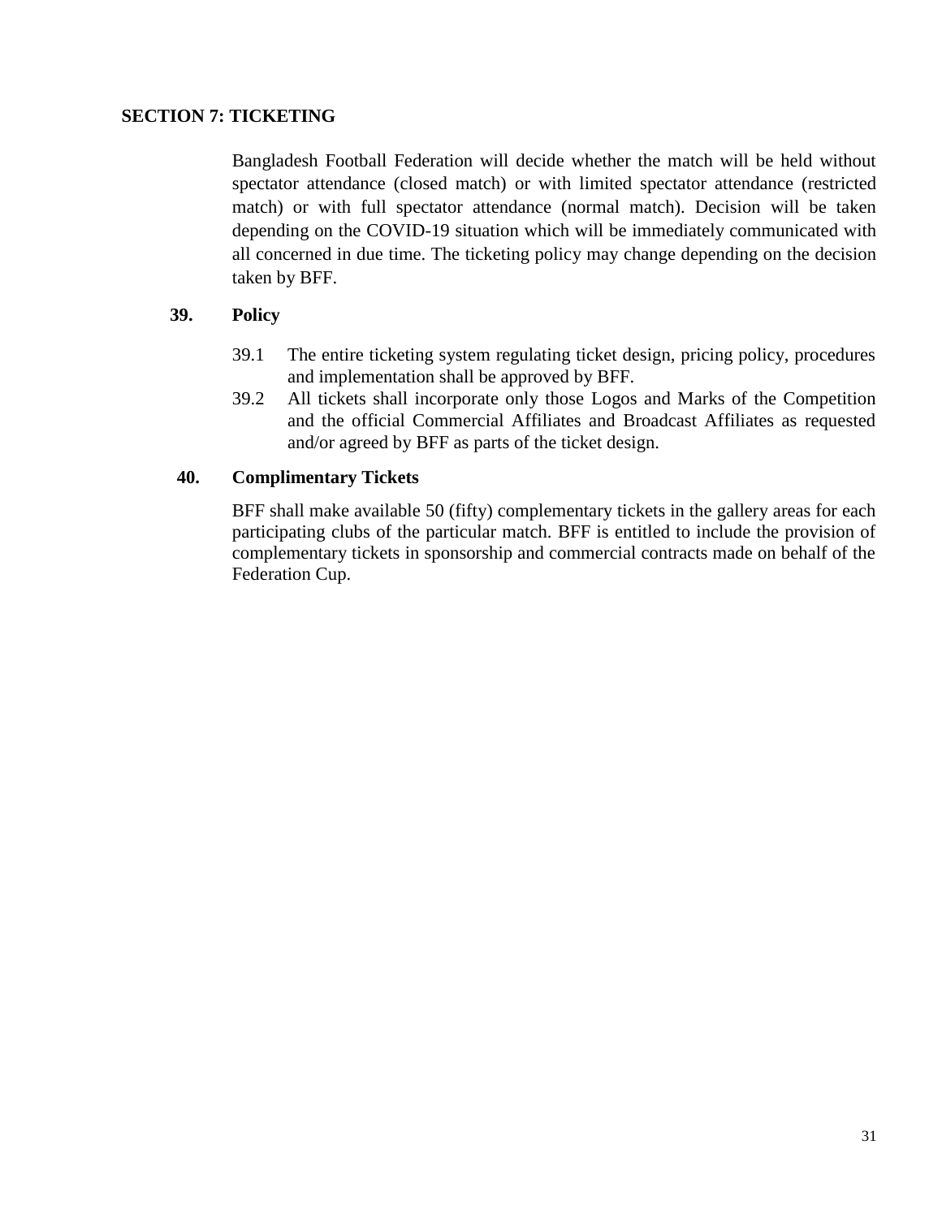## SECTION 7: TICKETING

Bangladesh Football Federation will decide whether the match will be held without spectator attendance (closed match) or with limited spectator attendance (restricted match) or with full spectator attendance (normal match). Decision will be taken depending on the COVID-19 situation which will be immediately communicated with all concerned in due time. The ticketing policy may change depending on the decision taken by BFF.

### 39. Policy

39.1 The entire ticketing system regulating ticket design, pricing policy, procedures and implementation shall be approved by BFF.

39.2 All tickets shall incorporate only those Logos and Marks of the Competition and the official Commercial Affiliates and Broadcast Affiliates as requested and/or agreed by BFF as parts of the ticket design.

### 40. Complimentary Tickets

BFF shall make available 50 (fifty) complementary tickets in the gallery areas for each participating clubs of the particular match. BFF is entitled to include the provision of complementary tickets in sponsorship and commercial contracts made on behalf of the Federation Cup.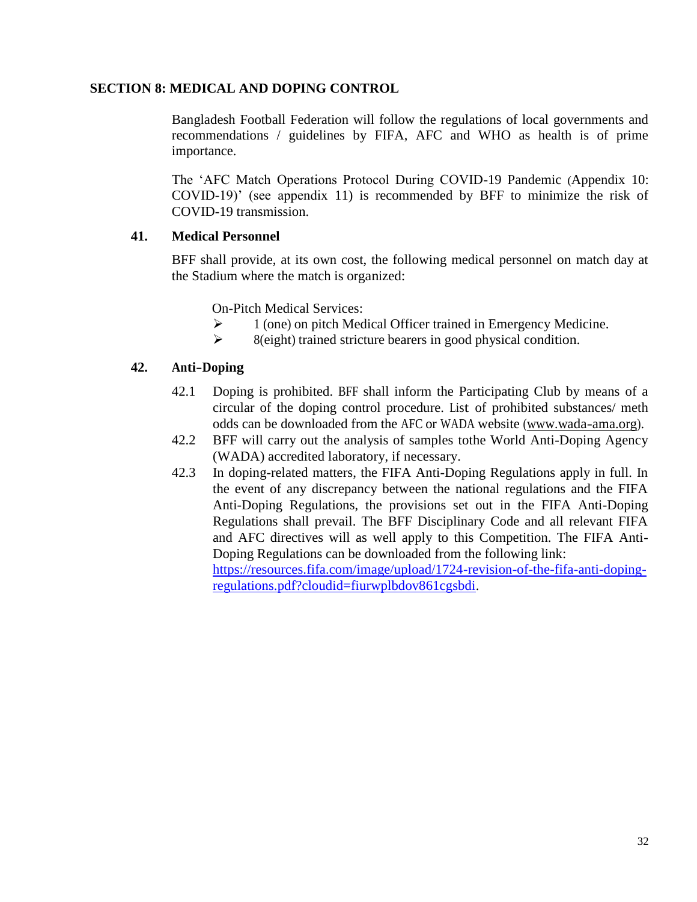## SECTION 8: MEDICAL AND DOPING CONTROL

Bangladesh Football Federation will follow the regulations of local governments and recommendations / guidelines by FIFA, AFC and WHO as health is of prime importance.

The 'AFC Match Operations Protocol During COVID-19 Pandemic (Appendix 10: COVID-19)' (see appendix 11) is recommended by BFF to minimize the risk of COVID-19 transmission.

### 41. Medical Personnel

BFF shall provide, at its own cost, the following medical personnel on match day at the Stadium where the match is organized:

On-Pitch Medical Services:

- 1 (one) on pitch Medical Officer trained in Emergency Medicine.
- 8(eight) trained stricture bearers in good physical condition.

### 42. Anti–Doping

42.1 Doping is prohibited. BFF shall inform the Participating Club by means of a circular of the doping control procedure. List of prohibited substances/ meth odds can be downloaded from the AFC or WADA website (www.wada-ama.org).

42.2 BFF will carry out the analysis of samples tothe World Anti-Doping Agency (WADA) accredited laboratory, if necessary.

42.3 In doping-related matters, the FIFA Anti-Doping Regulations apply in full. In the event of any discrepancy between the national regulations and the FIFA Anti-Doping Regulations, the provisions set out in the FIFA Anti-Doping Regulations shall prevail. The BFF Disciplinary Code and all relevant FIFA and AFC directives will as well apply to this Competition. The FIFA Anti-Doping Regulations can be downloaded from the following link: https://resources.fifa.com/image/upload/1724-revision-of-the-fifa-anti-doping-regulations.pdf?cloudid=fiurwplbdov861cgsbdi.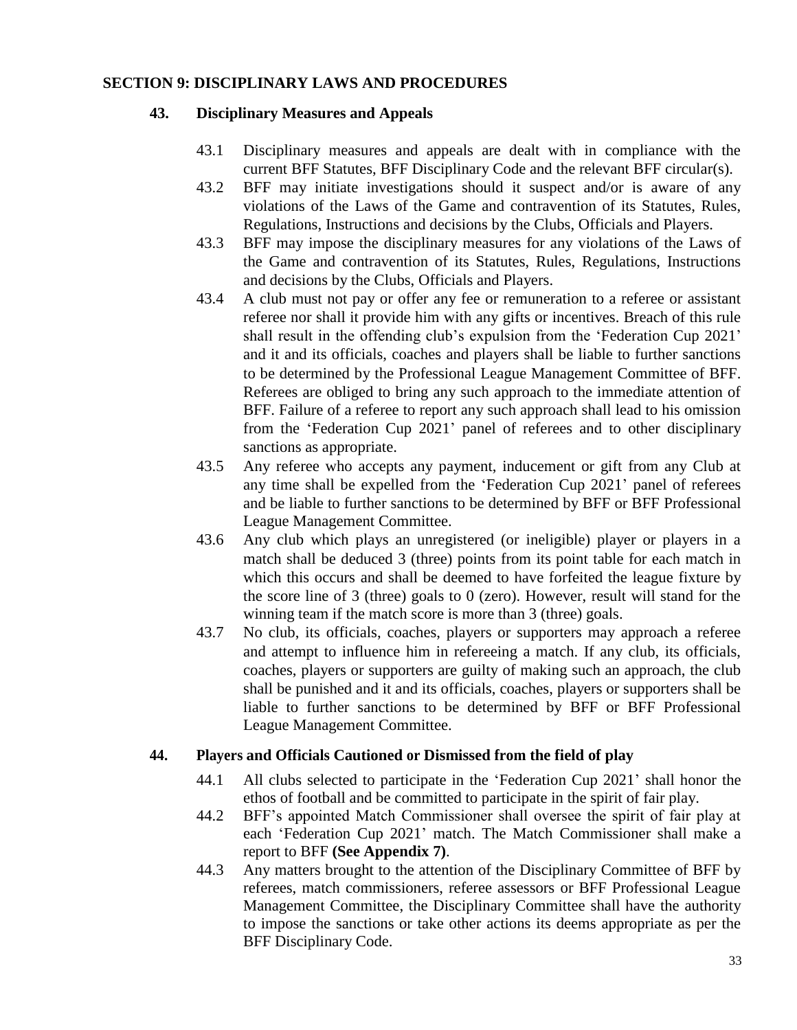## SECTION 9: DISCIPLINARY LAWS AND PROCEDURES

### 43. Disciplinary Measures and Appeals

43.1 Disciplinary measures and appeals are dealt with in compliance with the current BFF Statutes, BFF Disciplinary Code and the relevant BFF circular(s).

43.2 BFF may initiate investigations should it suspect and/or is aware of any violations of the Laws of the Game and contravention of its Statutes, Rules, Regulations, Instructions and decisions by the Clubs, Officials and Players.

43.3 BFF may impose the disciplinary measures for any violations of the Laws of the Game and contravention of its Statutes, Rules, Regulations, Instructions and decisions by the Clubs, Officials and Players.

43.4 A club must not pay or offer any fee or remuneration to a referee or assistant referee nor shall it provide him with any gifts or incentives. Breach of this rule shall result in the offending club's expulsion from the 'Federation Cup 2021' and it and its officials, coaches and players shall be liable to further sanctions to be determined by the Professional League Management Committee of BFF. Referees are obliged to bring any such approach to the immediate attention of BFF. Failure of a referee to report any such approach shall lead to his omission from the 'Federation Cup 2021' panel of referees and to other disciplinary sanctions as appropriate.

43.5 Any referee who accepts any payment, inducement or gift from any Club at any time shall be expelled from the 'Federation Cup 2021' panel of referees and be liable to further sanctions to be determined by BFF or BFF Professional League Management Committee.

43.6 Any club which plays an unregistered (or ineligible) player or players in a match shall be deduced 3 (three) points from its point table for each match in which this occurs and shall be deemed to have forfeited the league fixture by the score line of 3 (three) goals to 0 (zero). However, result will stand for the winning team if the match score is more than 3 (three) goals.

43.7 No club, its officials, coaches, players or supporters may approach a referee and attempt to influence him in refereeing a match. If any club, its officials, coaches, players or supporters are guilty of making such an approach, the club shall be punished and it and its officials, coaches, players or supporters shall be liable to further sanctions to be determined by BFF or BFF Professional League Management Committee.

### 44. Players and Officials Cautioned or Dismissed from the field of play

44.1 All clubs selected to participate in the 'Federation Cup 2021' shall honor the ethos of football and be committed to participate in the spirit of fair play.

44.2 BFF's appointed Match Commissioner shall oversee the spirit of fair play at each 'Federation Cup 2021' match. The Match Commissioner shall make a report to BFF **(See Appendix 7)**.

44.3 Any matters brought to the attention of the Disciplinary Committee of BFF by referees, match commissioners, referee assessors or BFF Professional League Management Committee, the Disciplinary Committee shall have the authority to impose the sanctions or take other actions its deems appropriate as per the BFF Disciplinary Code.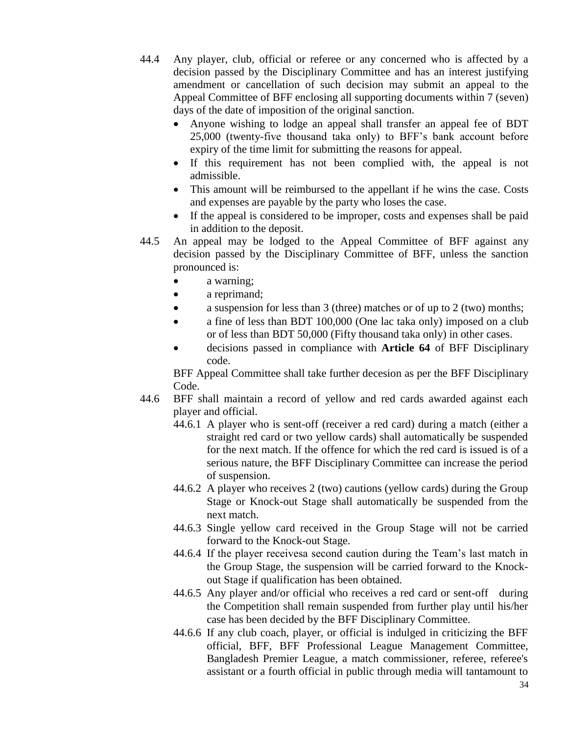44.4 Any player, club, official or referee or any concerned who is affected by a decision passed by the Disciplinary Committee and has an interest justifying amendment or cancellation of such decision may submit an appeal to the Appeal Committee of BFF enclosing all supporting documents within 7 (seven) days of the date of imposition of the original sanction.

- Anyone wishing to lodge an appeal shall transfer an appeal fee of BDT 25,000 (twenty-five thousand taka only) to BFF's bank account before expiry of the time limit for submitting the reasons for appeal.
- If this requirement has not been complied with, the appeal is not admissible.
- This amount will be reimbursed to the appellant if he wins the case. Costs and expenses are payable by the party who loses the case.
- If the appeal is considered to be improper, costs and expenses shall be paid in addition to the deposit.

44.5 An appeal may be lodged to the Appeal Committee of BFF against any decision passed by the Disciplinary Committee of BFF, unless the sanction pronounced is:

- a warning;
- a reprimand;
- a suspension for less than 3 (three) matches or of up to 2 (two) months;
- a fine of less than BDT 100,000 (One lac taka only) imposed on a club or of less than BDT 50,000 (Fifty thousand taka only) in other cases.
- decisions passed in compliance with **Article 64** of BFF Disciplinary code.

BFF Appeal Committee shall take further decesion as per the BFF Disciplinary Code.

44.6 BFF shall maintain a record of yellow and red cards awarded against each player and official.

44.6.1 A player who is sent-off (receiver a red card) during a match (either a straight red card or two yellow cards) shall automatically be suspended for the next match. If the offence for which the red card is issued is of a serious nature, the BFF Disciplinary Committee can increase the period of suspension.

44.6.2 A player who receives 2 (two) cautions (yellow cards) during the Group Stage or Knock-out Stage shall automatically be suspended from the next match.

44.6.3 Single yellow card received in the Group Stage will not be carried forward to the Knock-out Stage.

44.6.4 If the player receivesa second caution during the Team's last match in the Group Stage, the suspension will be carried forward to the Knock-out Stage if qualification has been obtained.

44.6.5 Any player and/or official who receives a red card or sent-off during the Competition shall remain suspended from further play until his/her case has been decided by the BFF Disciplinary Committee.

44.6.6 If any club coach, player, or official is indulged in criticizing the BFF official, BFF, BFF Professional League Management Committee, Bangladesh Premier League, a match commissioner, referee, referee's assistant or a fourth official in public through media will tantamount to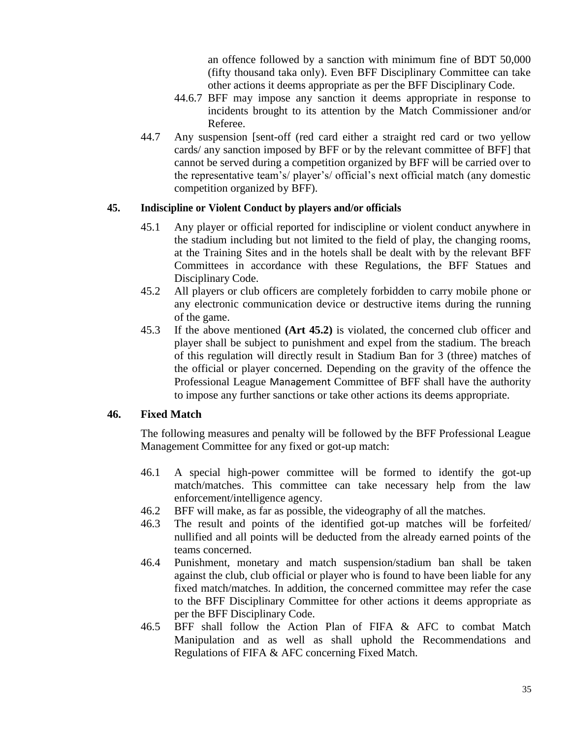an offence followed by a sanction with minimum fine of BDT 50,000 (fifty thousand taka only). Even BFF Disciplinary Committee can take other actions it deems appropriate as per the BFF Disciplinary Code.

44.6.7 BFF may impose any sanction it deems appropriate in response to incidents brought to its attention by the Match Commissioner and/or Referee.

44.7 Any suspension [sent-off (red card either a straight red card or two yellow cards/ any sanction imposed by BFF or by the relevant committee of BFF] that cannot be served during a competition organized by BFF will be carried over to the representative team's/ player's/ official's next official match (any domestic competition organized by BFF).

## 45. Indiscipline or Violent Conduct by players and/or officials

45.1 Any player or official reported for indiscipline or violent conduct anywhere in the stadium including but not limited to the field of play, the changing rooms, at the Training Sites and in the hotels shall be dealt with by the relevant BFF Committees in accordance with these Regulations, the BFF Statues and Disciplinary Code.

45.2 All players or club officers are completely forbidden to carry mobile phone or any electronic communication device or destructive items during the running of the game.

45.3 If the above mentioned **(Art 45.2)** is violated, the concerned club officer and player shall be subject to punishment and expel from the stadium. The breach of this regulation will directly result in Stadium Ban for 3 (three) matches of the official or player concerned. Depending on the gravity of the offence the Professional League Management Committee of BFF shall have the authority to impose any further sanctions or take other actions its deems appropriate.

## 46. Fixed Match

The following measures and penalty will be followed by the BFF Professional League Management Committee for any fixed or got-up match:

46.1 A special high-power committee will be formed to identify the got-up match/matches. This committee can take necessary help from the law enforcement/intelligence agency.

46.2 BFF will make, as far as possible, the videography of all the matches.

46.3 The result and points of the identified got-up matches will be forfeited/ nullified and all points will be deducted from the already earned points of the teams concerned.

46.4 Punishment, monetary and match suspension/stadium ban shall be taken against the club, club official or player who is found to have been liable for any fixed match/matches. In addition, the concerned committee may refer the case to the BFF Disciplinary Committee for other actions it deems appropriate as per the BFF Disciplinary Code.

46.5 BFF shall follow the Action Plan of FIFA & AFC to combat Match Manipulation and as well as shall uphold the Recommendations and Regulations of FIFA & AFC concerning Fixed Match.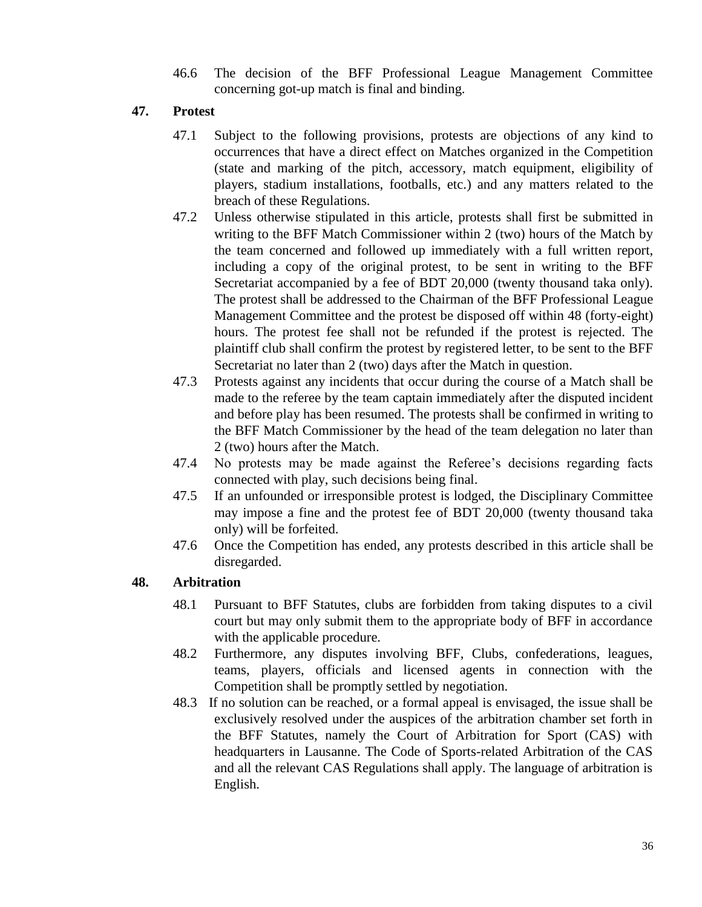46.6 The decision of the BFF Professional League Management Committee concerning got-up match is final and binding.

## 47. Protest

47.1 Subject to the following provisions, protests are objections of any kind to occurrences that have a direct effect on Matches organized in the Competition (state and marking of the pitch, accessory, match equipment, eligibility of players, stadium installations, footballs, etc.) and any matters related to the breach of these Regulations.

47.2 Unless otherwise stipulated in this article, protests shall first be submitted in writing to the BFF Match Commissioner within 2 (two) hours of the Match by the team concerned and followed up immediately with a full written report, including a copy of the original protest, to be sent in writing to the BFF Secretariat accompanied by a fee of BDT 20,000 (twenty thousand taka only). The protest shall be addressed to the Chairman of the BFF Professional League Management Committee and the protest be disposed off within 48 (forty-eight) hours. The protest fee shall not be refunded if the protest is rejected. The plaintiff club shall confirm the protest by registered letter, to be sent to the BFF Secretariat no later than 2 (two) days after the Match in question.

47.3 Protests against any incidents that occur during the course of a Match shall be made to the referee by the team captain immediately after the disputed incident and before play has been resumed. The protests shall be confirmed in writing to the BFF Match Commissioner by the head of the team delegation no later than 2 (two) hours after the Match.

47.4 No protests may be made against the Referee's decisions regarding facts connected with play, such decisions being final.

47.5 If an unfounded or irresponsible protest is lodged, the Disciplinary Committee may impose a fine and the protest fee of BDT 20,000 (twenty thousand taka only) will be forfeited.

47.6 Once the Competition has ended, any protests described in this article shall be disregarded.

## 48. Arbitration

48.1 Pursuant to BFF Statutes, clubs are forbidden from taking disputes to a civil court but may only submit them to the appropriate body of BFF in accordance with the applicable procedure.

48.2 Furthermore, any disputes involving BFF, Clubs, confederations, leagues, teams, players, officials and licensed agents in connection with the Competition shall be promptly settled by negotiation.

48.3 If no solution can be reached, or a formal appeal is envisaged, the issue shall be exclusively resolved under the auspices of the arbitration chamber set forth in the BFF Statutes, namely the Court of Arbitration for Sport (CAS) with headquarters in Lausanne. The Code of Sports-related Arbitration of the CAS and all the relevant CAS Regulations shall apply. The language of arbitration is English.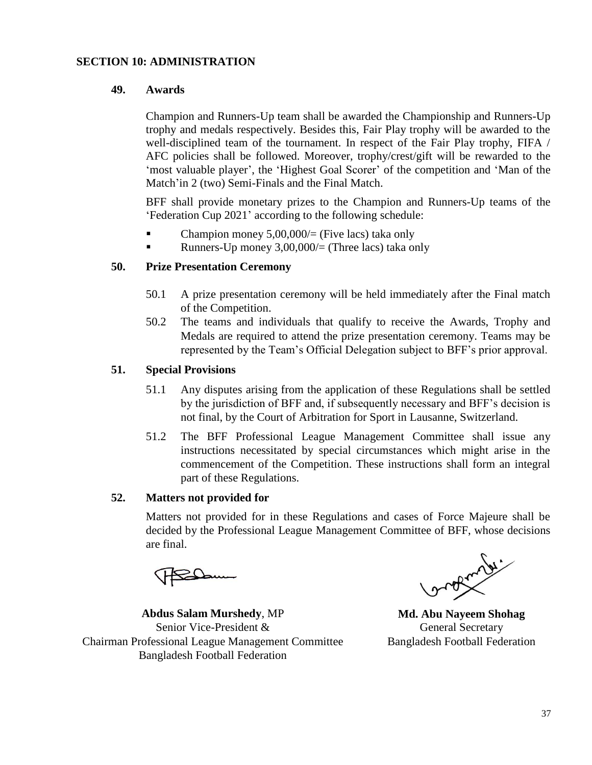## SECTION 10: ADMINISTRATION

### 49. Awards

Champion and Runners-Up team shall be awarded the Championship and Runners-Up trophy and medals respectively. Besides this, Fair Play trophy will be awarded to the well-disciplined team of the tournament. In respect of the Fair Play trophy, FIFA / AFC policies shall be followed. Moreover, trophy/crest/gift will be rewarded to the 'most valuable player', the 'Highest Goal Scorer' of the competition and 'Man of the Match'in 2 (two) Semi-Finals and the Final Match.

BFF shall provide monetary prizes to the Champion and Runners-Up teams of the 'Federation Cup 2021' according to the following schedule:

- Champion money 5,00,000/= (Five lacs) taka only
- Runners-Up money 3,00,000/= (Three lacs) taka only

### 50. Prize Presentation Ceremony

50.1 A prize presentation ceremony will be held immediately after the Final match of the Competition.

50.2 The teams and individuals that qualify to receive the Awards, Trophy and Medals are required to attend the prize presentation ceremony. Teams may be represented by the Team's Official Delegation subject to BFF's prior approval.

### 51. Special Provisions

51.1 Any disputes arising from the application of these Regulations shall be settled by the jurisdiction of BFF and, if subsequently necessary and BFF's decision is not final, by the Court of Arbitration for Sport in Lausanne, Switzerland.

51.2 The BFF Professional League Management Committee shall issue any instructions necessitated by special circumstances which might arise in the commencement of the Competition. These instructions shall form an integral part of these Regulations.

### 52. Matters not provided for

Matters not provided for in these Regulations and cases of Force Majeure shall be decided by the Professional League Management Committee of BFF, whose decisions are final.

**Abdus Salam Murshedy**, MP
Senior Vice-President &
Chairman Professional League Management Committee
Bangladesh Football Federation

**Md. Abu Nayeem Shohag**
General Secretary
Bangladesh Football Federation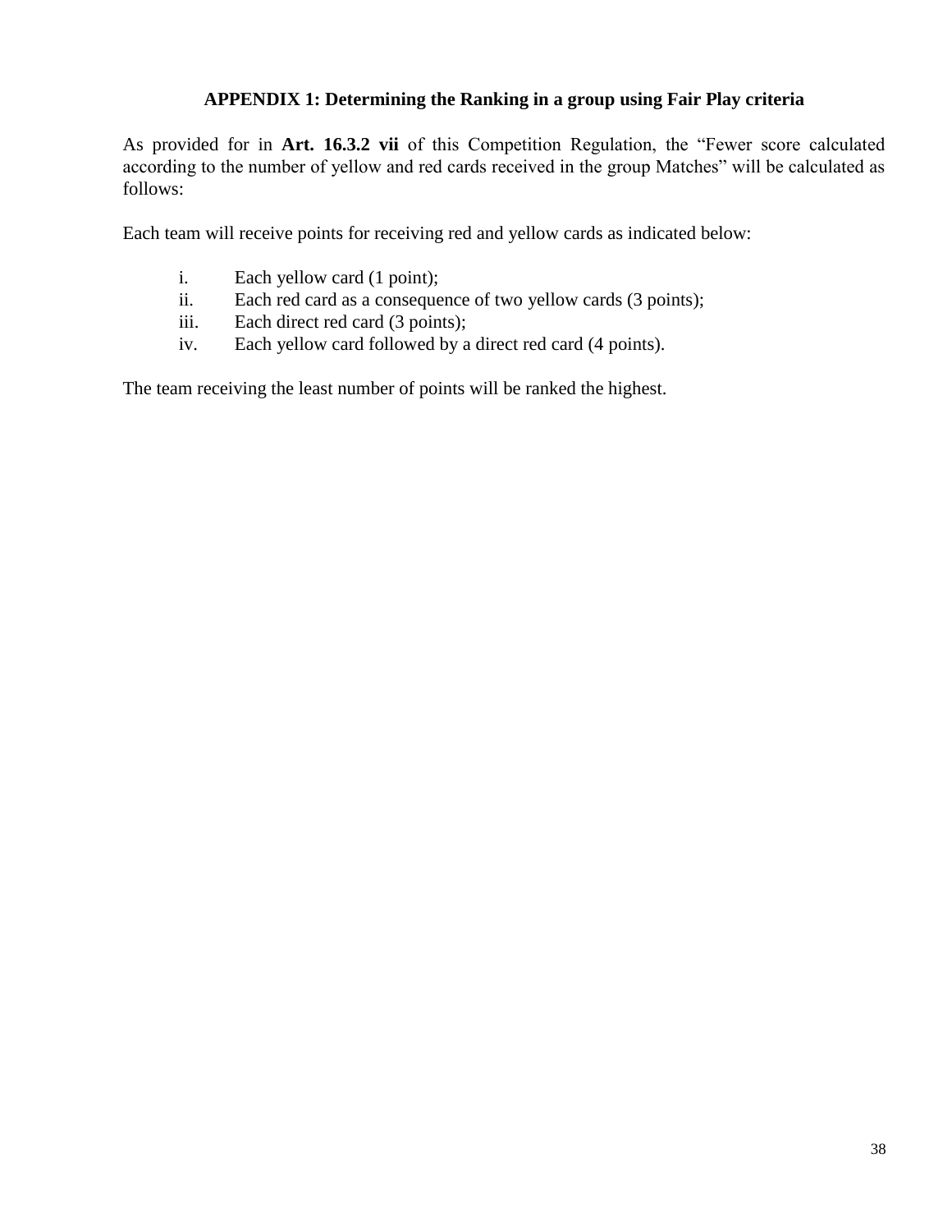## APPENDIX 1: Determining the Ranking in a group using Fair Play criteria

As provided for in **Art. 16.3.2 vii** of this Competition Regulation, the "Fewer score calculated according to the number of yellow and red cards received in the group Matches" will be calculated as follows:

Each team will receive points for receiving red and yellow cards as indicated below:

i. Each yellow card (1 point);
ii. Each red card as a consequence of two yellow cards (3 points);
iii. Each direct red card (3 points);
iv. Each yellow card followed by a direct red card (4 points).

The team receiving the least number of points will be ranked the highest.